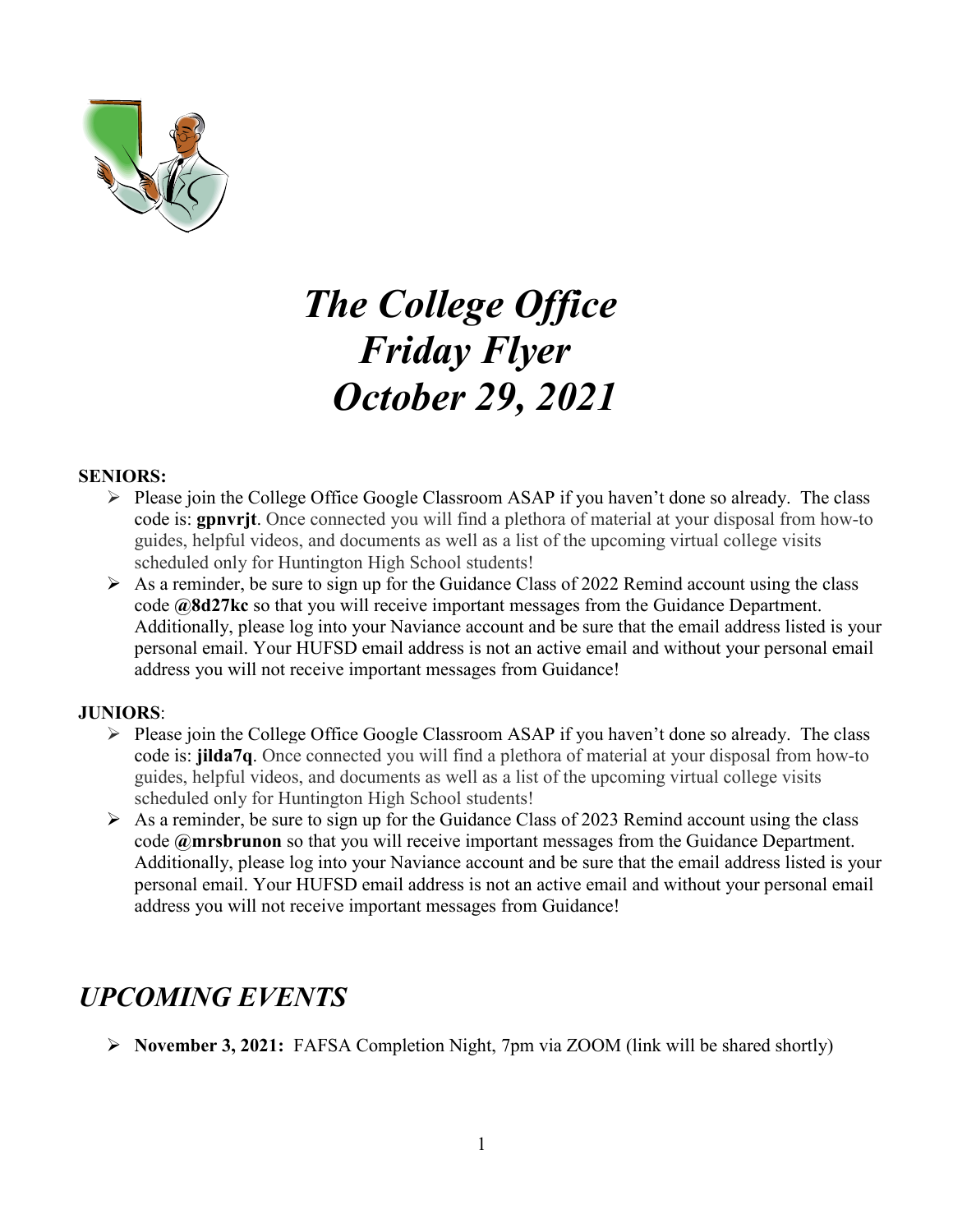# *The College Office Friday Flyer October 29, 2021*

**SENIORS:**

- Please join the College Office Google Classroom ASAP if you haven't done so already. The class code is: **gpnvrjt**. Once connected you will find a plethora of material at your disposal from how-to guides, helpful videos, and documents as well as a list of the upcoming virtual college visits scheduled only for Huntington High School students!
- As a reminder, be sure to sign up for the Guidance Class of 2022 Remind account using the class code **@8d27kc** so that you will receive important messages from the Guidance Department. Additionally, please log into your Naviance account and be sure that the email address listed is your personal email. Your HUFSD email address is not an active email and without your personal email address you will not receive important messages from Guidance!

**JUNIORS**:

- Please join the College Office Google Classroom ASAP if you haven't done so already. The class code is: **jilda7q**. Once connected you will find a plethora of material at your disposal from how-to guides, helpful videos, and documents as well as a list of the upcoming virtual college visits scheduled only for Huntington High School students!
- As a reminder, be sure to sign up for the Guidance Class of 2023 Remind account using the class code **@mrsbrunon** so that you will receive important messages from the Guidance Department. Additionally, please log into your Naviance account and be sure that the email address listed is your personal email. Your HUFSD email address is not an active email and without your personal email address you will not receive important messages from Guidance!

## *UPCOMING EVENTS*

- **November 3, 2021:** FAFSA Completion Night, 7pm via ZOOM (link will be shared shortly)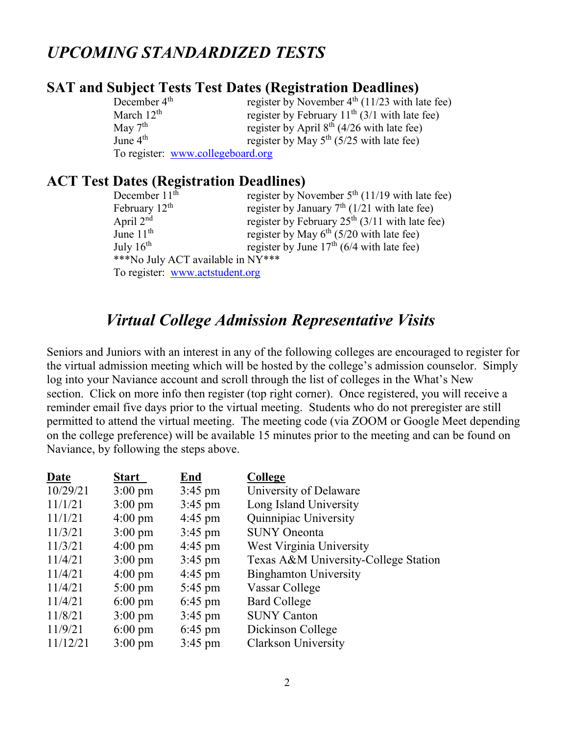# *UPCOMING STANDARDIZED TESTS*

## SAT and Subject Tests Test Dates (Registration Deadlines)

| | |
|---|---|
| December 4th | register by November 4th (11/23 with late fee) |
| March 12th | register by February 11th (3/1 with late fee) |
| May 7th | register by April 8th (4/26 with late fee) |
| June 4th | register by May 5th (5/25 with late fee) |

To register: [www.collegeboard.org](www.collegeboard.org)

## ACT Test Dates (Registration Deadlines)

| | |
|---|---|
| December 11th | register by November 5th (11/19 with late fee) |
| February 12th | register by January 7th (1/21 with late fee) |
| April 2nd | register by February 25th (3/11 with late fee) |
| June 11th | register by May 6th (5/20 with late fee) |
| July 16th | register by June 17th (6/4 with late fee) |

***No July ACT available in NY***

To register: [www.actstudent.org](www.actstudent.org)

## *Virtual College Admission Representative Visits*

Seniors and Juniors with an interest in any of the following colleges are encouraged to register for the virtual admission meeting which will be hosted by the college's admission counselor. Simply log into your Naviance account and scroll through the list of colleges in the What's New section. Click on more info then register (top right corner). Once registered, you will receive a reminder email five days prior to the virtual meeting. Students who do not preregister are still permitted to attend the virtual meeting. The meeting code (via ZOOM or Google Meet depending on the college preference) will be available 15 minutes prior to the meeting and can be found on Naviance, by following the steps above.

| Date | Start | End | College |
|---|---|---|---|
| 10/29/21 | 3:00 pm | 3:45 pm | University of Delaware |
| 11/1/21 | 3:00 pm | 3:45 pm | Long Island University |
| 11/1/21 | 4:00 pm | 4:45 pm | Quinnipiac University |
| 11/3/21 | 3:00 pm | 3:45 pm | SUNY Oneonta |
| 11/3/21 | 4:00 pm | 4:45 pm | West Virginia University |
| 11/4/21 | 3:00 pm | 3:45 pm | Texas A&M University-College Station |
| 11/4/21 | 4:00 pm | 4:45 pm | Binghamton University |
| 11/4/21 | 5:00 pm | 5:45 pm | Vassar College |
| 11/4/21 | 6:00 pm | 6:45 pm | Bard College |
| 11/8/21 | 3:00 pm | 3:45 pm | SUNY Canton |
| 11/9/21 | 6:00 pm | 6:45 pm | Dickinson College |
| 11/12/21 | 3:00 pm | 3:45 pm | Clarkson University |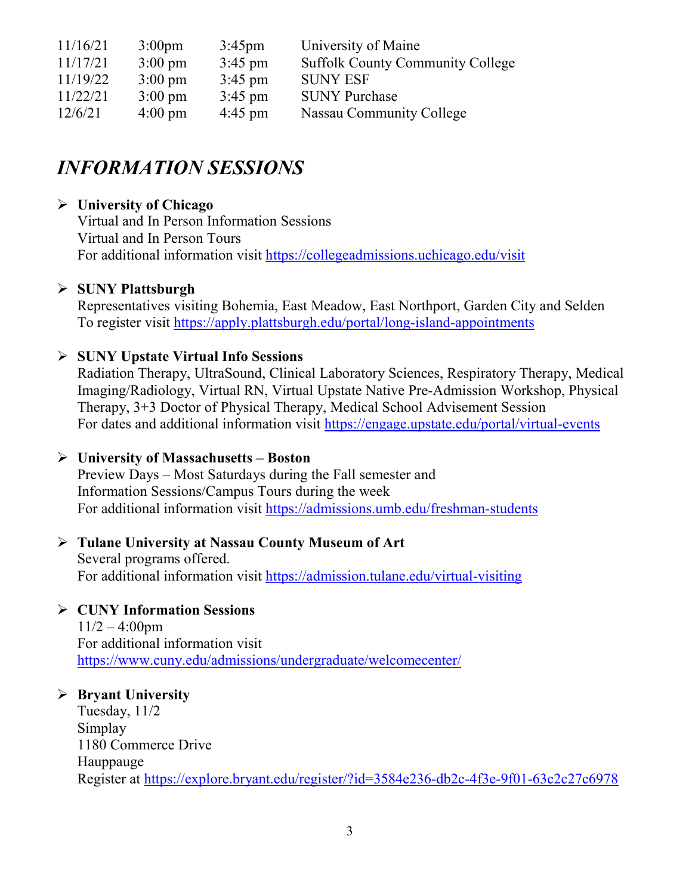| | | | |
|---|---|---|---|
| 11/16/21 | 3:00pm | 3:45pm | University of Maine |
| 11/17/21 | 3:00 pm | 3:45 pm | Suffolk County Community College |
| 11/19/22 | 3:00 pm | 3:45 pm | SUNY ESF |
| 11/22/21 | 3:00 pm | 3:45 pm | SUNY Purchase |
| 12/6/21 | 4:00 pm | 4:45 pm | Nassau Community College |

## *INFORMATION SESSIONS*

- **University of Chicago**
  Virtual and In Person Information Sessions
  Virtual and In Person Tours
  For additional information visit https://collegeadmissions.uchicago.edu/visit

- **SUNY Plattsburgh**
  Representatives visiting Bohemia, East Meadow, East Northport, Garden City and Selden
  To register visit https://apply.plattsburgh.edu/portal/long-island-appointments

- **SUNY Upstate Virtual Info Sessions**
  Radiation Therapy, UltraSound, Clinical Laboratory Sciences, Respiratory Therapy, Medical Imaging/Radiology, Virtual RN, Virtual Upstate Native Pre-Admission Workshop, Physical Therapy, 3+3 Doctor of Physical Therapy, Medical School Advisement Session
  For dates and additional information visit https://engage.upstate.edu/portal/virtual-events

- **University of Massachusetts – Boston**
  Preview Days – Most Saturdays during the Fall semester and
  Information Sessions/Campus Tours during the week
  For additional information visit https://admissions.umb.edu/freshman-students

- **Tulane University at Nassau County Museum of Art**
  Several programs offered.
  For additional information visit https://admission.tulane.edu/virtual-visiting

- **CUNY Information Sessions**
  11/2 – 4:00pm
  For additional information visit
  https://www.cuny.edu/admissions/undergraduate/welcomecenter/

- **Bryant University**
  Tuesday, 11/2
  Simplay
  1180 Commerce Drive
  Hauppauge
  Register at https://explore.bryant.edu/register/?id=3584e236-db2c-4f3e-9f01-63c2c27c6978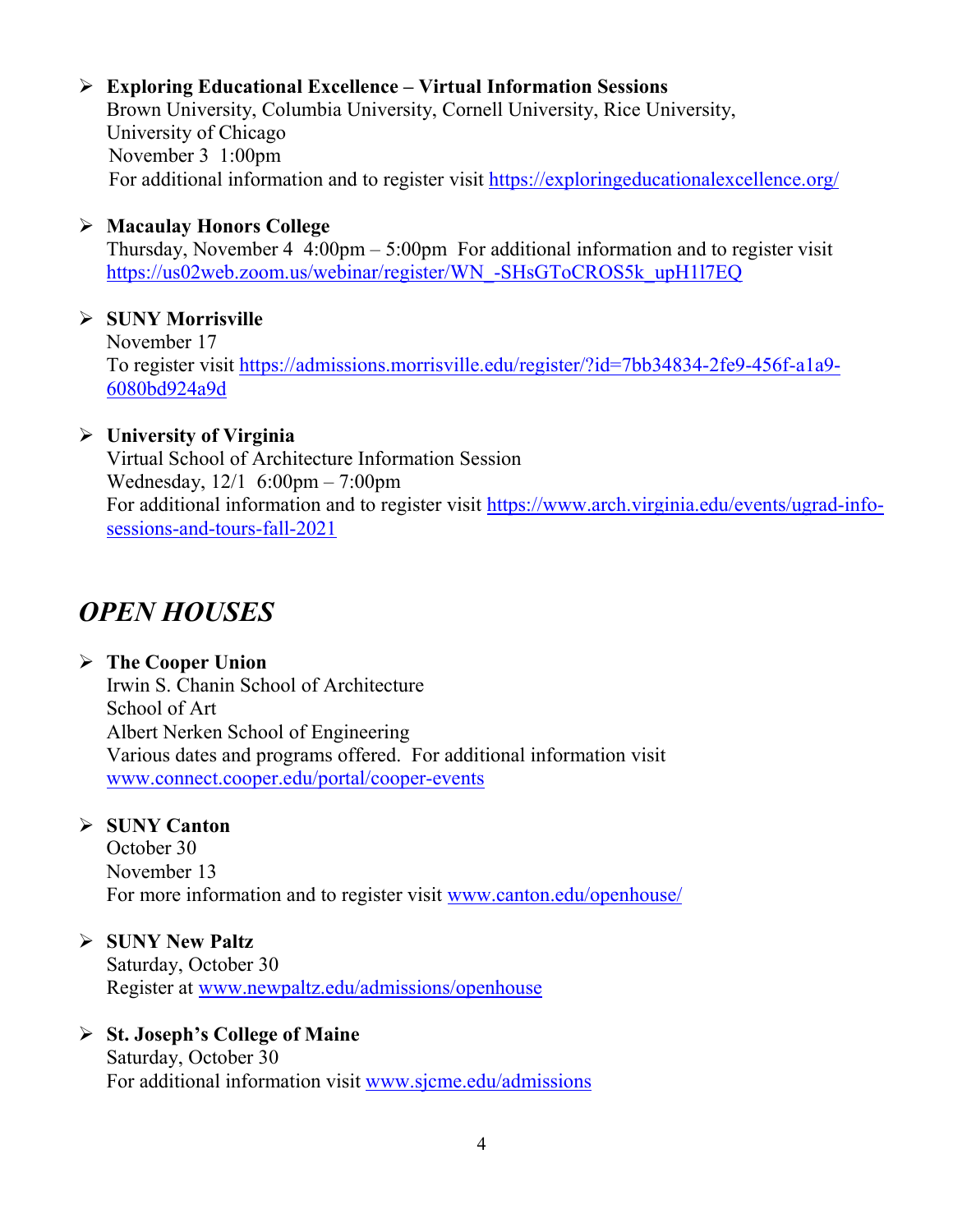- **Exploring Educational Excellence – Virtual Information Sessions**
  Brown University, Columbia University, Cornell University, Rice University, University of Chicago
  November 3 1:00pm
  For additional information and to register visit https://exploringeducationalexcellence.org/

- **Macaulay Honors College**
  Thursday, November 4 4:00pm – 5:00pm For additional information and to register visit https://us02web.zoom.us/webinar/register/WN_-SHsGToCROS5k_upH1l7EQ

- **SUNY Morrisville**
  November 17
  To register visit https://admissions.morrisville.edu/register/?id=7bb34834-2fe9-456f-a1a9-6080bd924a9d

- **University of Virginia**
  Virtual School of Architecture Information Session
  Wednesday, 12/1 6:00pm – 7:00pm
  For additional information and to register visit https://www.arch.virginia.edu/events/ugrad-info-sessions-and-tours-fall-2021

## *OPEN HOUSES*

- **The Cooper Union**
  Irwin S. Chanin School of Architecture
  School of Art
  Albert Nerken School of Engineering
  Various dates and programs offered. For additional information visit www.connect.cooper.edu/portal/cooper-events

- **SUNY Canton**
  October 30
  November 13
  For more information and to register visit www.canton.edu/openhouse/

- **SUNY New Paltz**
  Saturday, October 30
  Register at www.newpaltz.edu/admissions/openhouse

- **St. Joseph's College of Maine**
  Saturday, October 30
  For additional information visit www.sjcme.edu/admissions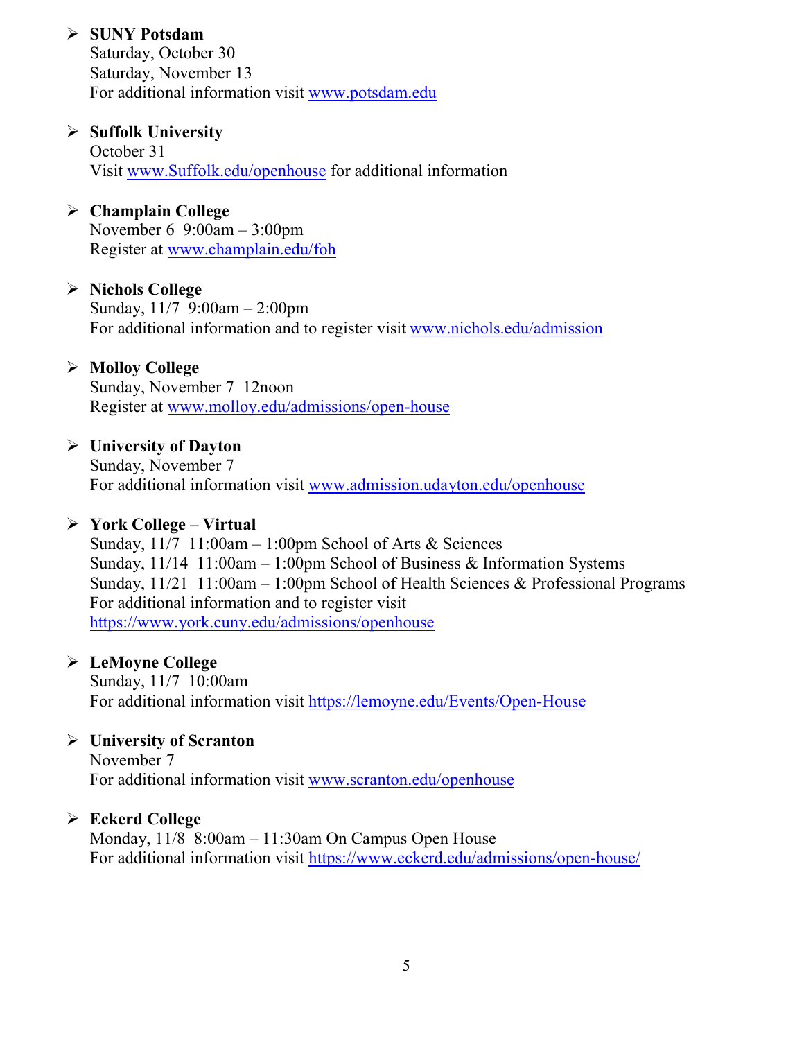- **SUNY Potsdam**
  Saturday, October 30
  Saturday, November 13
  For additional information visit [www.potsdam.edu](www.potsdam.edu)

- **Suffolk University**
  October 31
  Visit [www.Suffolk.edu/openhouse](www.Suffolk.edu/openhouse) for additional information

- **Champlain College**
  November 6 9:00am – 3:00pm
  Register at [www.champlain.edu/foh](www.champlain.edu/foh)

- **Nichols College**
  Sunday, 11/7 9:00am – 2:00pm
  For additional information and to register visit [www.nichols.edu/admission](www.nichols.edu/admission)

- **Molloy College**
  Sunday, November 7 12noon
  Register at [www.molloy.edu/admissions/open-house](www.molloy.edu/admissions/open-house)

- **University of Dayton**
  Sunday, November 7
  For additional information visit [www.admission.udayton.edu/openhouse](www.admission.udayton.edu/openhouse)

- **York College – Virtual**
  Sunday, 11/7 11:00am – 1:00pm School of Arts & Sciences
  Sunday, 11/14 11:00am – 1:00pm School of Business & Information Systems
  Sunday, 11/21 11:00am – 1:00pm School of Health Sciences & Professional Programs
  For additional information and to register visit
  [https://www.york.cuny.edu/admissions/openhouse](https://www.york.cuny.edu/admissions/openhouse)

- **LeMoyne College**
  Sunday, 11/7 10:00am
  For additional information visit [https://lemoyne.edu/Events/Open-House](https://lemoyne.edu/Events/Open-House)

- **University of Scranton**
  November 7
  For additional information visit [www.scranton.edu/openhouse](www.scranton.edu/openhouse)

- **Eckerd College**
  Monday, 11/8 8:00am – 11:30am On Campus Open House
  For additional information visit [https://www.eckerd.edu/admissions/open-house/](https://www.eckerd.edu/admissions/open-house/)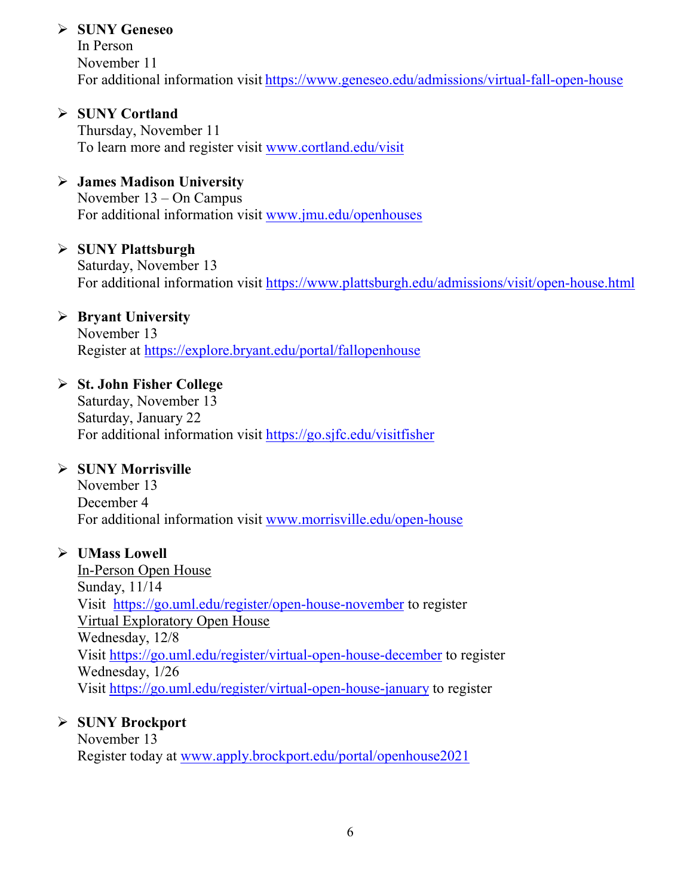- **SUNY Geneseo**
  In Person
  November 11
  For additional information visit https://www.geneseo.edu/admissions/virtual-fall-open-house

- **SUNY Cortland**
  Thursday, November 11
  To learn more and register visit www.cortland.edu/visit

- **James Madison University**
  November 13 – On Campus
  For additional information visit www.jmu.edu/openhouses

- **SUNY Plattsburgh**
  Saturday, November 13
  For additional information visit https://www.plattsburgh.edu/admissions/visit/open-house.html

- **Bryant University**
  November 13
  Register at https://explore.bryant.edu/portal/fallopenhouse

- **St. John Fisher College**
  Saturday, November 13
  Saturday, January 22
  For additional information visit https://go.sjfc.edu/visitfisher

- **SUNY Morrisville**
  November 13
  December 4
  For additional information visit www.morrisville.edu/open-house

- **UMass Lowell**
  In-Person Open House
  Sunday, 11/14
  Visit https://go.uml.edu/register/open-house-november to register
  Virtual Exploratory Open House
  Wednesday, 12/8
  Visit https://go.uml.edu/register/virtual-open-house-december to register
  Wednesday, 1/26
  Visit https://go.uml.edu/register/virtual-open-house-january to register

- **SUNY Brockport**
  November 13
  Register today at www.apply.brockport.edu/portal/openhouse2021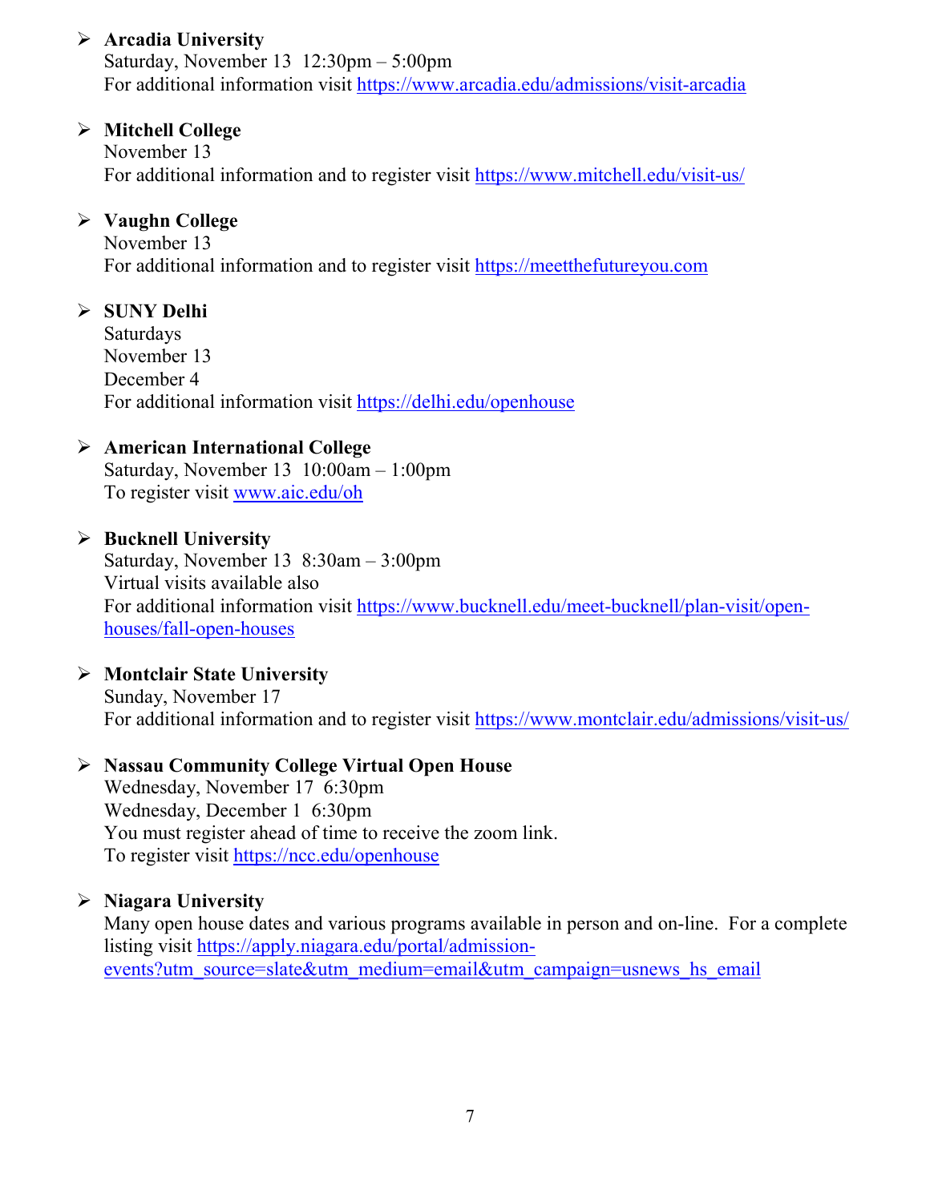- **Arcadia University**
  Saturday, November 13  12:30pm – 5:00pm
  For additional information visit https://www.arcadia.edu/admissions/visit-arcadia

- **Mitchell College**
  November 13
  For additional information and to register visit https://www.mitchell.edu/visit-us/

- **Vaughn College**
  November 13
  For additional information and to register visit https://meetthefutureyou.com

- **SUNY Delhi**
  Saturdays
  November 13
  December 4
  For additional information visit https://delhi.edu/openhouse

- **American International College**
  Saturday, November 13  10:00am – 1:00pm
  To register visit www.aic.edu/oh

- **Bucknell University**
  Saturday, November 13  8:30am – 3:00pm
  Virtual visits available also
  For additional information visit https://www.bucknell.edu/meet-bucknell/plan-visit/open-houses/fall-open-houses

- **Montclair State University**
  Sunday, November 17
  For additional information and to register visit https://www.montclair.edu/admissions/visit-us/

- **Nassau Community College Virtual Open House**
  Wednesday, November 17  6:30pm
  Wednesday, December 1  6:30pm
  You must register ahead of time to receive the zoom link.
  To register visit https://ncc.edu/openhouse

- **Niagara University**
  Many open house dates and various programs available in person and on-line.  For a complete listing visit https://apply.niagara.edu/portal/admission-events?utm_source=slate&utm_medium=email&utm_campaign=usnews_hs_email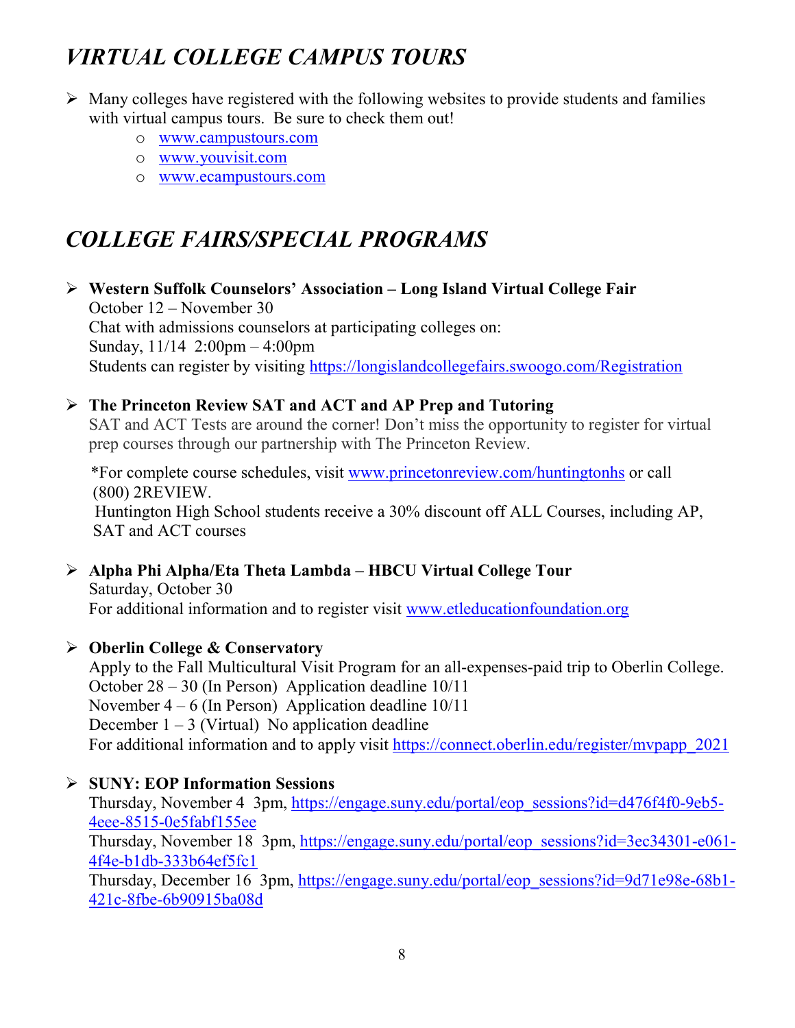## *VIRTUAL COLLEGE CAMPUS TOURS*

- Many colleges have registered with the following websites to provide students and families with virtual campus tours. Be sure to check them out!
  - www.campustours.com
  - www.youvisit.com
  - www.ecampustours.com

## *COLLEGE FAIRS/SPECIAL PROGRAMS*

- **Western Suffolk Counselors' Association – Long Island Virtual College Fair**
  October 12 – November 30
  Chat with admissions counselors at participating colleges on:
  Sunday, 11/14 2:00pm – 4:00pm
  Students can register by visiting https://longislandcollegefairs.swoogo.com/Registration

- **The Princeton Review SAT and ACT and AP Prep and Tutoring**
  SAT and ACT Tests are around the corner! Don't miss the opportunity to register for virtual prep courses through our partnership with The Princeton Review.

  *For complete course schedules, visit www.princetonreview.com/huntingtonhs or call (800) 2REVIEW.
  Huntington High School students receive a 30% discount off ALL Courses, including AP, SAT and ACT courses

- **Alpha Phi Alpha/Eta Theta Lambda – HBCU Virtual College Tour**
  Saturday, October 30
  For additional information and to register visit www.etleducationfoundation.org

- **Oberlin College & Conservatory**
  Apply to the Fall Multicultural Visit Program for an all-expenses-paid trip to Oberlin College.
  October 28 – 30 (In Person) Application deadline 10/11
  November 4 – 6 (In Person) Application deadline 10/11
  December 1 – 3 (Virtual) No application deadline
  For additional information and to apply visit https://connect.oberlin.edu/register/mvpapp_2021

- **SUNY: EOP Information Sessions**
  Thursday, November 4 3pm, https://engage.suny.edu/portal/eop_sessions?id=d476f4f0-9eb5-4eee-8515-0e5fabf155ee
  Thursday, November 18 3pm, https://engage.suny.edu/portal/eop_sessions?id=3ec34301-e061-4f4e-b1db-333b64ef5fc1
  Thursday, December 16 3pm, https://engage.suny.edu/portal/eop_sessions?id=9d71e98e-68b1-421c-8fbe-6b90915ba08d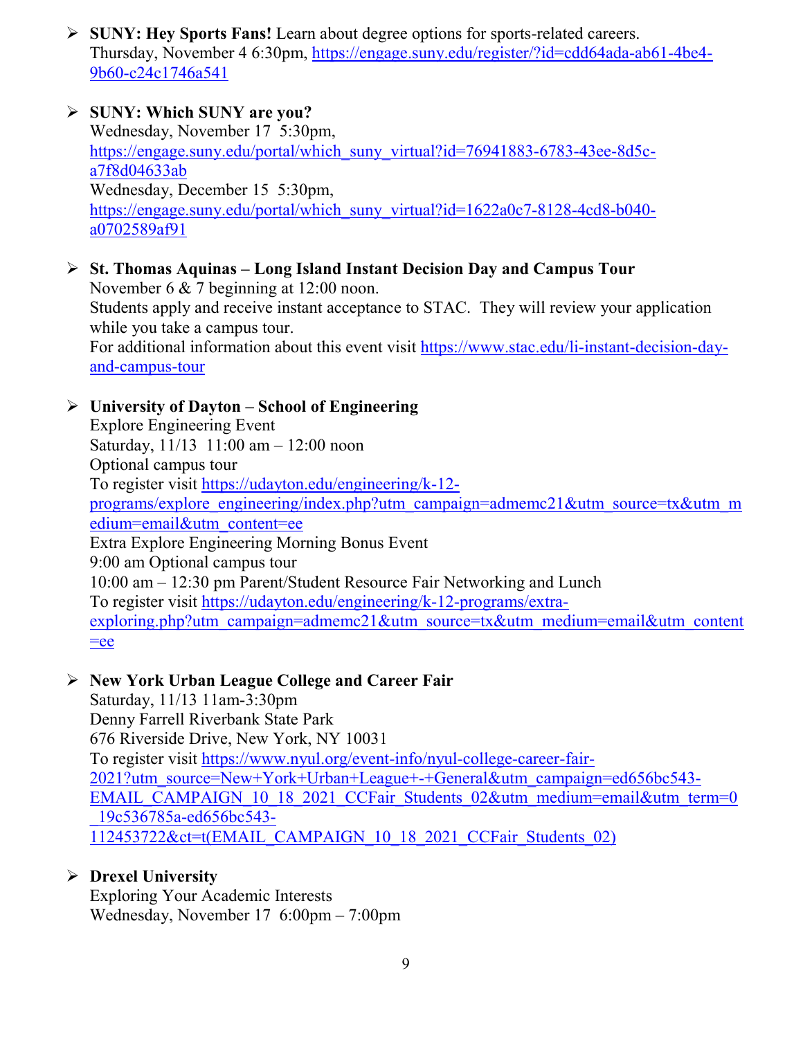- **SUNY: Hey Sports Fans!** Learn about degree options for sports-related careers.
  Thursday, November 4 6:30pm, https://engage.suny.edu/register/?id=cdd64ada-ab61-4be4-9b60-c24c1746a541

- **SUNY: Which SUNY are you?**
  Wednesday, November 17 5:30pm,
  https://engage.suny.edu/portal/which_suny_virtual?id=76941883-6783-43ee-8d5c-a7f8d04633ab
  Wednesday, December 15 5:30pm,
  https://engage.suny.edu/portal/which_suny_virtual?id=1622a0c7-8128-4cd8-b040-a0702589af91

- **St. Thomas Aquinas – Long Island Instant Decision Day and Campus Tour**
  November 6 & 7 beginning at 12:00 noon.
  Students apply and receive instant acceptance to STAC. They will review your application while you take a campus tour.
  For additional information about this event visit https://www.stac.edu/li-instant-decision-day-and-campus-tour

- **University of Dayton – School of Engineering**
  Explore Engineering Event
  Saturday, 11/13 11:00 am – 12:00 noon
  Optional campus tour
  To register visit https://udayton.edu/engineering/k-12-programs/explore_engineering/index.php?utm_campaign=admemc21&utm_source=tx&utm_medium=email&utm_content=ee
  Extra Explore Engineering Morning Bonus Event
  9:00 am Optional campus tour
  10:00 am – 12:30 pm Parent/Student Resource Fair Networking and Lunch
  To register visit https://udayton.edu/engineering/k-12-programs/extra-exploring.php?utm_campaign=admemc21&utm_source=tx&utm_medium=email&utm_content=ee

- **New York Urban League College and Career Fair**
  Saturday, 11/13 11am-3:30pm
  Denny Farrell Riverbank State Park
  676 Riverside Drive, New York, NY 10031
  To register visit https://www.nyul.org/event-info/nyul-college-career-fair-2021?utm_source=New+York+Urban+League+-+General&utm_campaign=ed656bc543-EMAIL_CAMPAIGN_10_18_2021_CCFair_Students_02&utm_medium=email&utm_term=0_19c536785a-ed656bc543-112453722&ct=t(EMAIL_CAMPAIGN_10_18_2021_CCFair_Students_02)

- **Drexel University**
  Exploring Your Academic Interests
  Wednesday, November 17 6:00pm – 7:00pm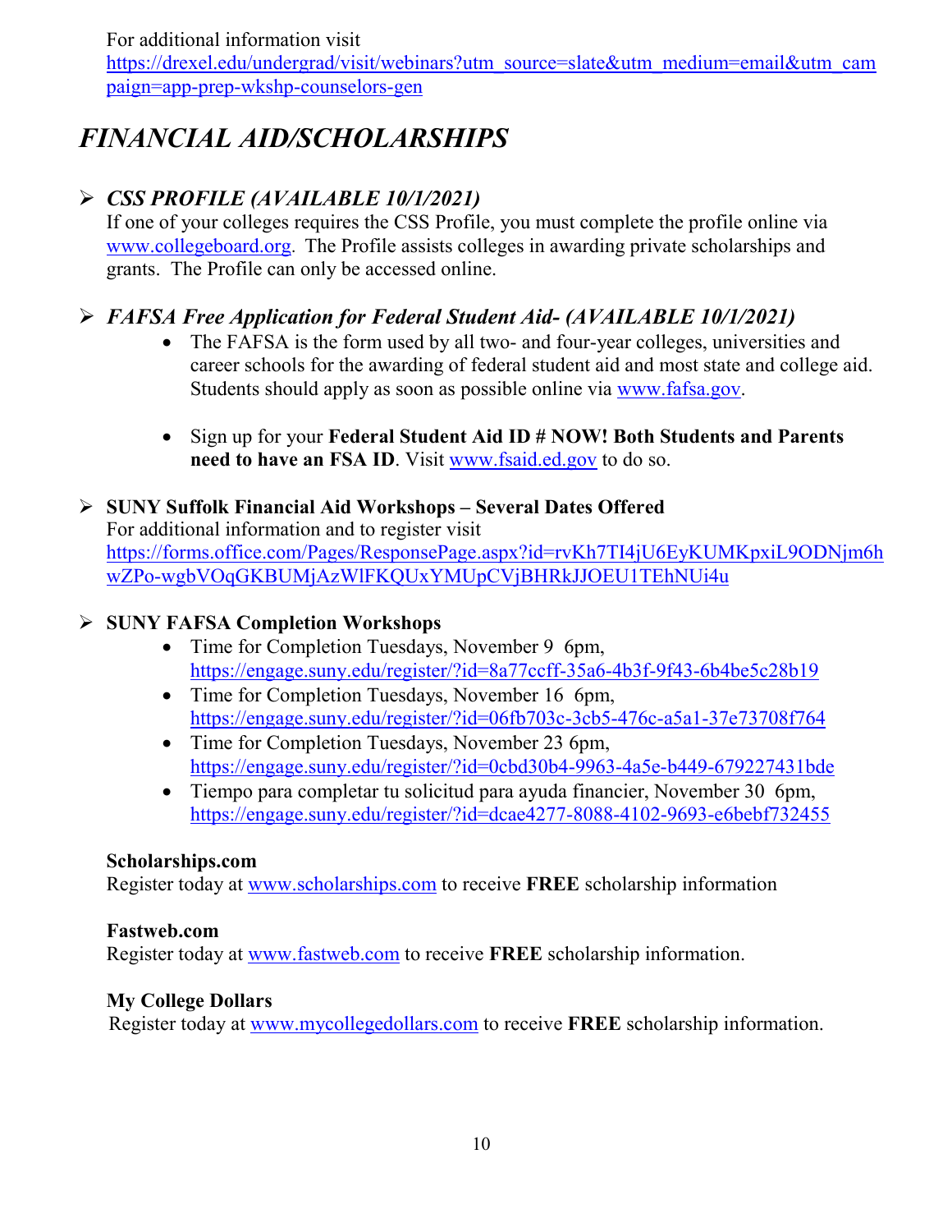For additional information visit
https://drexel.edu/undergrad/visit/webinars?utm_source=slate&utm_medium=email&utm_campaign=app-prep-wkshp-counselors-gen

## *FINANCIAL AID/SCHOLARSHIPS*

- ***CSS PROFILE (AVAILABLE 10/1/2021)***

  If one of your colleges requires the CSS Profile, you must complete the profile online via www.collegeboard.org. The Profile assists colleges in awarding private scholarships and grants. The Profile can only be accessed online.

- ***FAFSA Free Application for Federal Student Aid- (AVAILABLE 10/1/2021)***
  - The FAFSA is the form used by all two- and four-year colleges, universities and career schools for the awarding of federal student aid and most state and college aid. Students should apply as soon as possible online via www.fafsa.gov.
  - Sign up for your **Federal Student Aid ID # NOW! Both Students and Parents need to have an FSA ID**. Visit www.fsaid.ed.gov to do so.

- **SUNY Suffolk Financial Aid Workshops – Several Dates Offered**

  For additional information and to register visit
  https://forms.office.com/Pages/ResponsePage.aspx?id=rvKh7TI4jU6EyKUMKpxiL9ODNjm6hwZPo-wgbVOqGKBUMjAzWlFKQUxYMUpCVjBHRkJJOEU1TEhNUi4u

- **SUNY FAFSA Completion Workshops**
  - Time for Completion Tuesdays, November 9 6pm, https://engage.suny.edu/register/?id=8a77ccff-35a6-4b3f-9f43-6b4be5c28b19
  - Time for Completion Tuesdays, November 16 6pm, https://engage.suny.edu/register/?id=06fb703c-3cb5-476c-a5a1-37e73708f764
  - Time for Completion Tuesdays, November 23 6pm, https://engage.suny.edu/register/?id=0cbd30b4-9963-4a5e-b449-679227431bde
  - Tiempo para completar tu solicitud para ayuda financier, November 30 6pm, https://engage.suny.edu/register/?id=dcae4277-8088-4102-9693-e6bebf732455

**Scholarships.com**
Register today at www.scholarships.com to receive **FREE** scholarship information

**Fastweb.com**
Register today at www.fastweb.com to receive **FREE** scholarship information.

**My College Dollars**
Register today at www.mycollegedollars.com to receive **FREE** scholarship information.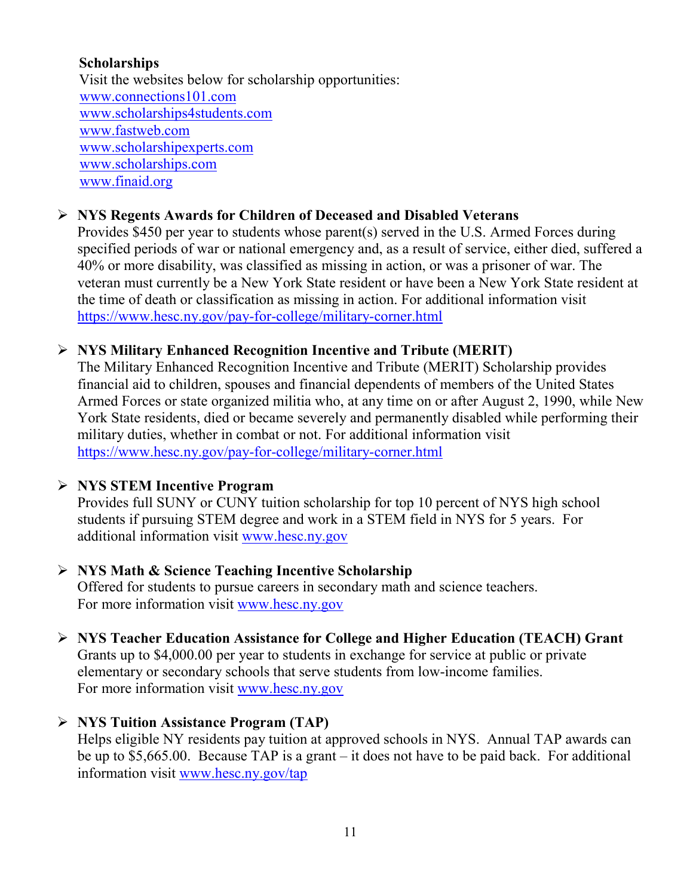**Scholarships**

Visit the websites below for scholarship opportunities:

www.connections101.com
www.scholarships4students.com
www.fastweb.com
www.scholarshipexperts.com
www.scholarships.com
www.finaid.org

- **NYS Regents Awards for Children of Deceased and Disabled Veterans**
  Provides $450 per year to students whose parent(s) served in the U.S. Armed Forces during specified periods of war or national emergency and, as a result of service, either died, suffered a 40% or more disability, was classified as missing in action, or was a prisoner of war. The veteran must currently be a New York State resident or have been a New York State resident at the time of death or classification as missing in action. For additional information visit https://www.hesc.ny.gov/pay-for-college/military-corner.html

- **NYS Military Enhanced Recognition Incentive and Tribute (MERIT)**
  The Military Enhanced Recognition Incentive and Tribute (MERIT) Scholarship provides financial aid to children, spouses and financial dependents of members of the United States Armed Forces or state organized militia who, at any time on or after August 2, 1990, while New York State residents, died or became severely and permanently disabled while performing their military duties, whether in combat or not. For additional information visit https://www.hesc.ny.gov/pay-for-college/military-corner.html

- **NYS STEM Incentive Program**
  Provides full SUNY or CUNY tuition scholarship for top 10 percent of NYS high school students if pursuing STEM degree and work in a STEM field in NYS for 5 years. For additional information visit www.hesc.ny.gov

- **NYS Math & Science Teaching Incentive Scholarship**
  Offered for students to pursue careers in secondary math and science teachers.
  For more information visit www.hesc.ny.gov

- **NYS Teacher Education Assistance for College and Higher Education (TEACH) Grant**
  Grants up to $4,000.00 per year to students in exchange for service at public or private elementary or secondary schools that serve students from low-income families.
  For more information visit www.hesc.ny.gov

- **NYS Tuition Assistance Program (TAP)**
  Helps eligible NY residents pay tuition at approved schools in NYS. Annual TAP awards can be up to $5,665.00. Because TAP is a grant – it does not have to be paid back. For additional information visit www.hesc.ny.gov/tap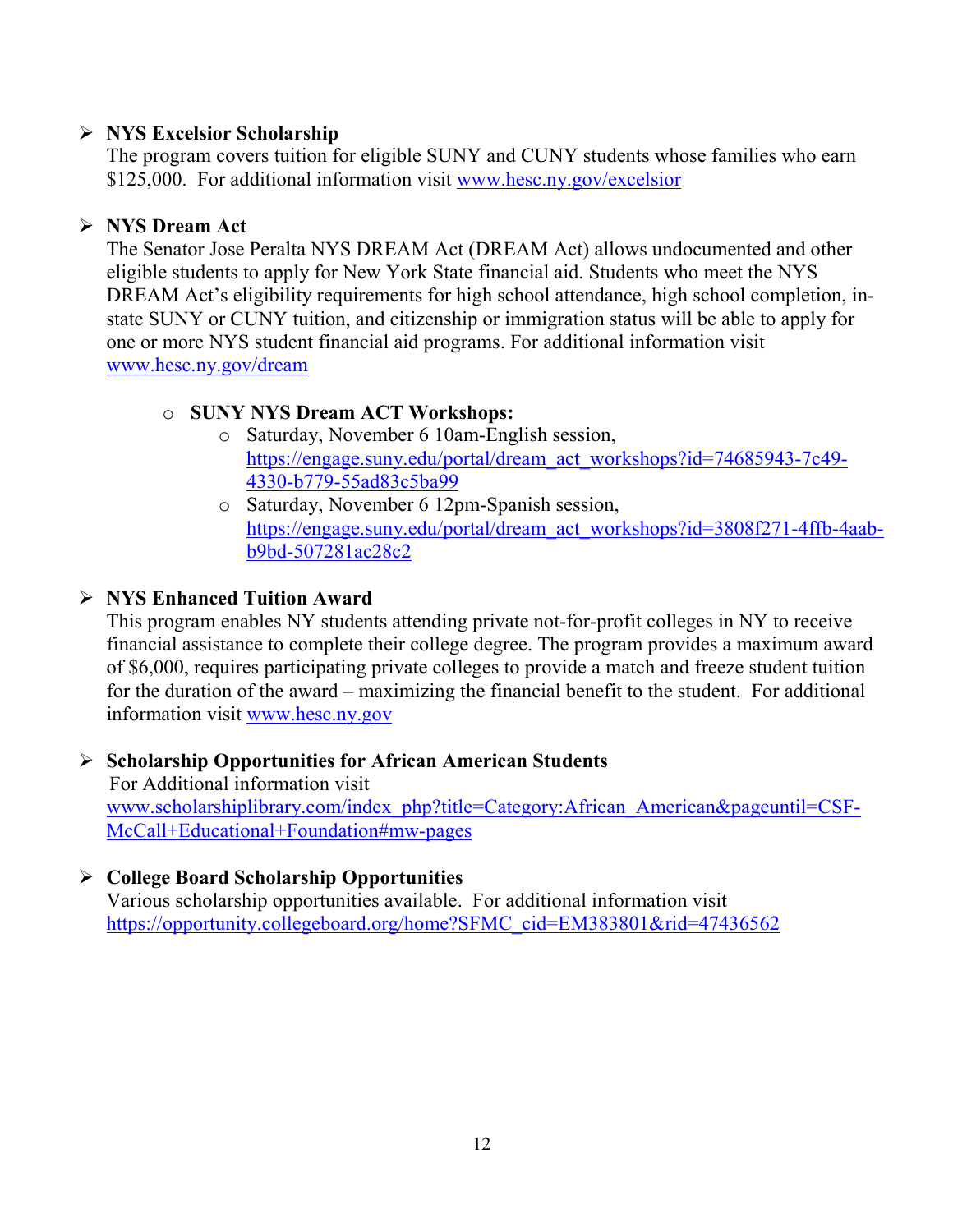- **NYS Excelsior Scholarship**
  The program covers tuition for eligible SUNY and CUNY students whose families who earn $125,000. For additional information visit www.hesc.ny.gov/excelsior

- **NYS Dream Act**
  The Senator Jose Peralta NYS DREAM Act (DREAM Act) allows undocumented and other eligible students to apply for New York State financial aid. Students who meet the NYS DREAM Act's eligibility requirements for high school attendance, high school completion, in-state SUNY or CUNY tuition, and citizenship or immigration status will be able to apply for one or more NYS student financial aid programs. For additional information visit www.hesc.ny.gov/dream

  - **SUNY NYS Dream ACT Workshops:**
    - Saturday, November 6 10am-English session, https://engage.suny.edu/portal/dream_act_workshops?id=74685943-7c49-4330-b779-55ad83c5ba99
    - Saturday, November 6 12pm-Spanish session, https://engage.suny.edu/portal/dream_act_workshops?id=3808f271-4ffb-4aab-b9bd-507281ac28c2

- **NYS Enhanced Tuition Award**
  This program enables NY students attending private not-for-profit colleges in NY to receive financial assistance to complete their college degree. The program provides a maximum award of $6,000, requires participating private colleges to provide a match and freeze student tuition for the duration of the award – maximizing the financial benefit to the student. For additional information visit www.hesc.ny.gov

- **Scholarship Opportunities for African American Students**
  For Additional information visit www.scholarshiplibrary.com/index_php?title=Category:African_American&pageuntil=CSF-McCall+Educational+Foundation#mw-pages

- **College Board Scholarship Opportunities**
  Various scholarship opportunities available. For additional information visit https://opportunity.collegeboard.org/home?SFMC_cid=EM383801&rid=47436562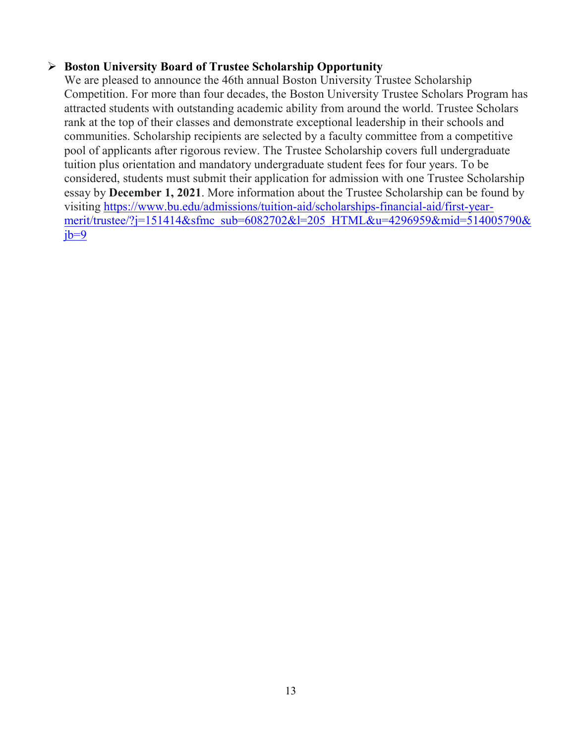- **Boston University Board of Trustee Scholarship Opportunity**
  We are pleased to announce the 46th annual Boston University Trustee Scholarship Competition. For more than four decades, the Boston University Trustee Scholars Program has attracted students with outstanding academic ability from around the world. Trustee Scholars rank at the top of their classes and demonstrate exceptional leadership in their schools and communities. Scholarship recipients are selected by a faculty committee from a competitive pool of applicants after rigorous review. The Trustee Scholarship covers full undergraduate tuition plus orientation and mandatory undergraduate student fees for four years. To be considered, students must submit their application for admission with one Trustee Scholarship essay by **December 1, 2021**. More information about the Trustee Scholarship can be found by visiting [https://www.bu.edu/admissions/tuition-aid/scholarships-financial-aid/first-year-merit/trustee/?j=151414&sfmc_sub=6082702&l=205_HTML&u=4296959&mid=514005790&jb=9](https://www.bu.edu/admissions/tuition-aid/scholarships-financial-aid/first-year-merit/trustee/?j=151414&sfmc_sub=6082702&l=205_HTML&u=4296959&mid=514005790&jb=9)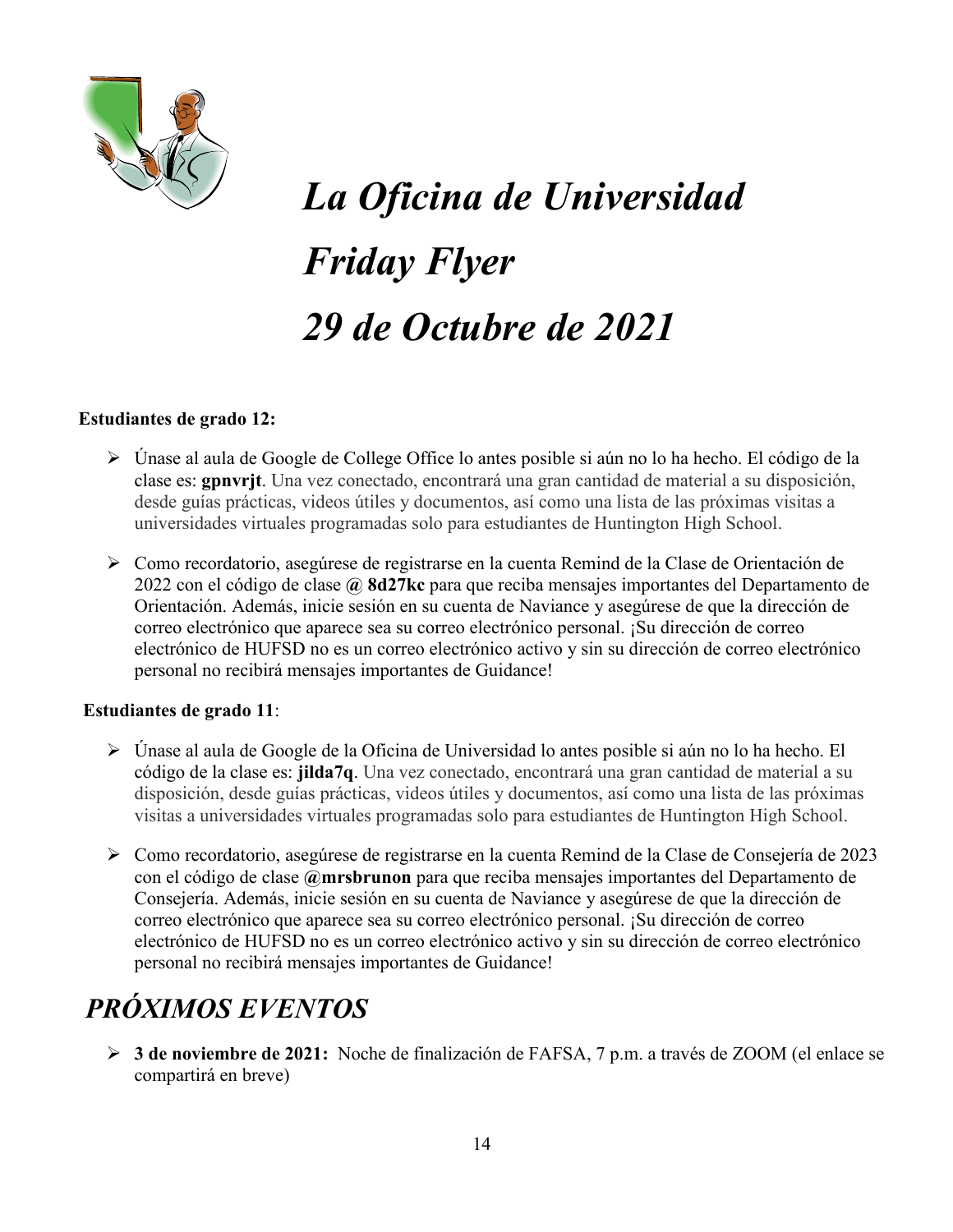# *La Oficina de Universidad*
# *Friday Flyer*
# *29 de Octubre de 2021*

**Estudiantes de grado 12:**

- Únase al aula de Google de College Office lo antes posible si aún no lo ha hecho. El código de la clase es: **gpnvrjt**. Una vez conectado, encontrará una gran cantidad de material a su disposición, desde guías prácticas, videos útiles y documentos, así como una lista de las próximas visitas a universidades virtuales programadas solo para estudiantes de Huntington High School.
- Como recordatorio, asegúrese de registrarse en la cuenta Remind de la Clase de Orientación de 2022 con el código de clase **@ 8d27kc** para que reciba mensajes importantes del Departamento de Orientación. Además, inicie sesión en su cuenta de Naviance y asegúrese de que la dirección de correo electrónico que aparece sea su correo electrónico personal. ¡Su dirección de correo electrónico de HUFSD no es un correo electrónico activo y sin su dirección de correo electrónico personal no recibirá mensajes importantes de Guidance!

**Estudiantes de grado 11**:

- Únase al aula de Google de la Oficina de Universidad lo antes posible si aún no lo ha hecho. El código de la clase es: **jilda7q**. Una vez conectado, encontrará una gran cantidad de material a su disposición, desde guías prácticas, videos útiles y documentos, así como una lista de las próximas visitas a universidades virtuales programadas solo para estudiantes de Huntington High School.
- Como recordatorio, asegúrese de registrarse en la cuenta Remind de la Clase de Consejería de 2023 con el código de clase **@mrsbrunon** para que reciba mensajes importantes del Departamento de Consejería. Además, inicie sesión en su cuenta de Naviance y asegúrese de que la dirección de correo electrónico que aparece sea su correo electrónico personal. ¡Su dirección de correo electrónico de HUFSD no es un correo electrónico activo y sin su dirección de correo electrónico personal no recibirá mensajes importantes de Guidance!

## *PRÓXIMOS EVENTOS*

- **3 de noviembre de 2021:** Noche de finalización de FAFSA, 7 p.m. a través de ZOOM (el enlace se compartirá en breve)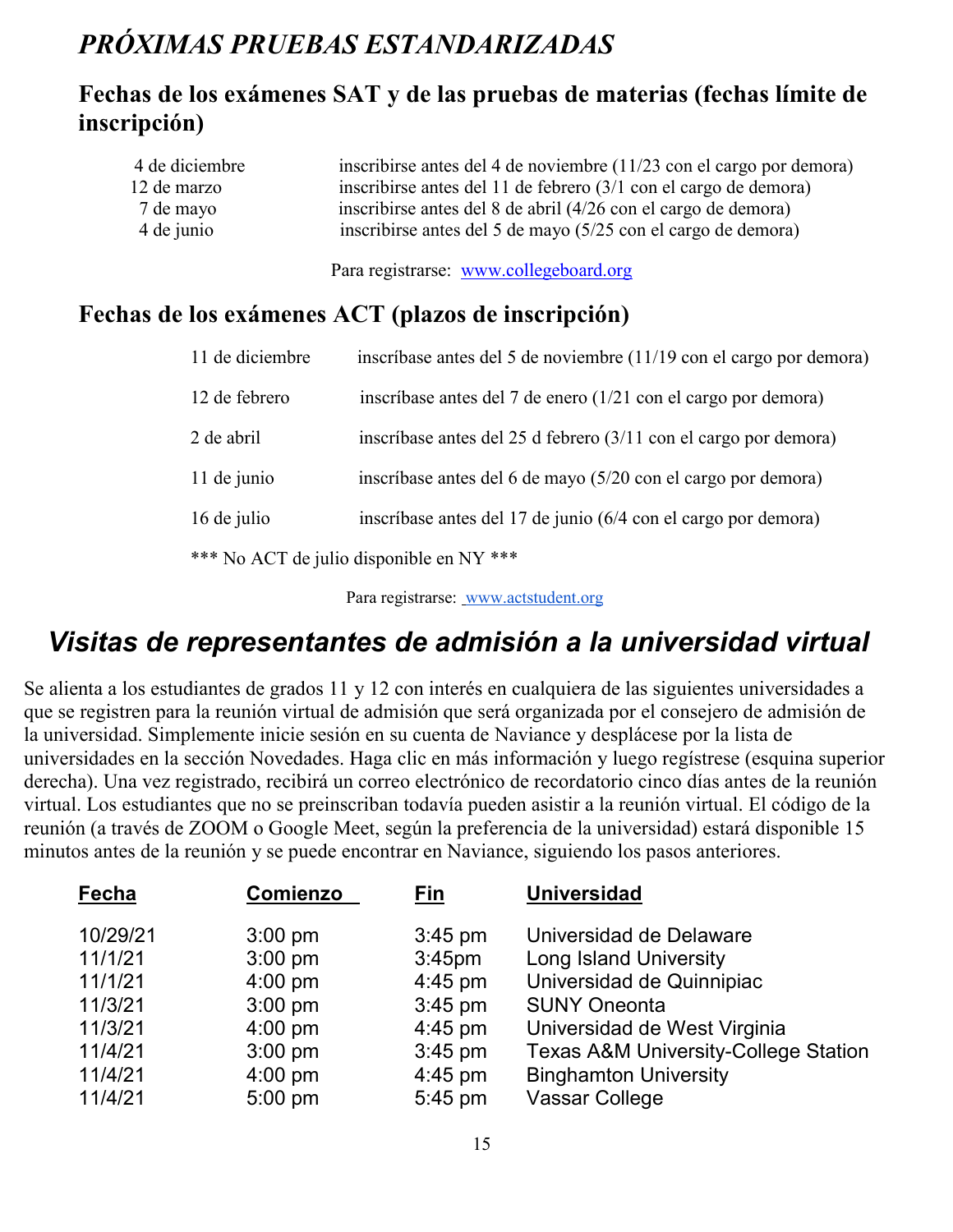# *PRÓXIMAS PRUEBAS ESTANDARIZADAS*

## Fechas de los exámenes SAT y de las pruebas de materias (fechas límite de inscripción)

| | |
|---|---|
| 4 de diciembre | inscribirse antes del 4 de noviembre (11/23 con el cargo por demora) |
| 12 de marzo | inscribirse antes del 11 de febrero (3/1 con el cargo de demora) |
| 7 de mayo | inscribirse antes del 8 de abril (4/26 con el cargo de demora) |
| 4 de junio | inscribirse antes del 5 de mayo (5/25 con el cargo de demora) |

Para registrarse: www.collegeboard.org

## Fechas de los exámenes ACT (plazos de inscripción)

| | |
|---|---|
| 11 de diciembre | inscríbase antes del 5 de noviembre (11/19 con el cargo por demora) |
| 12 de febrero | inscríbase antes del 7 de enero (1/21 con el cargo por demora) |
| 2 de abril | inscríbase antes del 25 d febrero (3/11 con el cargo por demora) |
| 11 de junio | inscríbase antes del 6 de mayo (5/20 con el cargo por demora) |
| 16 de julio | inscríbase antes del 17 de junio (6/4 con el cargo por demora) |

*** No ACT de julio disponible en NY ***

Para registrarse: www.actstudent.org

# *Visitas de representantes de admisión a la universidad virtual*

Se alienta a los estudiantes de grados 11 y 12 con interés en cualquiera de las siguientes universidades a que se registren para la reunión virtual de admisión que será organizada por el consejero de admisión de la universidad. Simplemente inicie sesión en su cuenta de Naviance y desplácese por la lista de universidades en la sección Novedades. Haga clic en más información y luego regístrese (esquina superior derecha). Una vez registrado, recibirá un correo electrónico de recordatorio cinco días antes de la reunión virtual. Los estudiantes que no se preinscriban todavía pueden asistir a la reunión virtual. El código de la reunión (a través de ZOOM o Google Meet, según la preferencia de la universidad) estará disponible 15 minutos antes de la reunión y se puede encontrar en Naviance, siguiendo los pasos anteriores.

| Fecha | Comienzo | Fin | Universidad |
|---|---|---|---|
| 10/29/21 | 3:00 pm | 3:45 pm | Universidad de Delaware |
| 11/1/21 | 3:00 pm | 3:45pm | Long Island University |
| 11/1/21 | 4:00 pm | 4:45 pm | Universidad de Quinnipiac |
| 11/3/21 | 3:00 pm | 3:45 pm | SUNY Oneonta |
| 11/3/21 | 4:00 pm | 4:45 pm | Universidad de West Virginia |
| 11/4/21 | 3:00 pm | 3:45 pm | Texas A&M University-College Station |
| 11/4/21 | 4:00 pm | 4:45 pm | Binghamton University |
| 11/4/21 | 5:00 pm | 5:45 pm | Vassar College |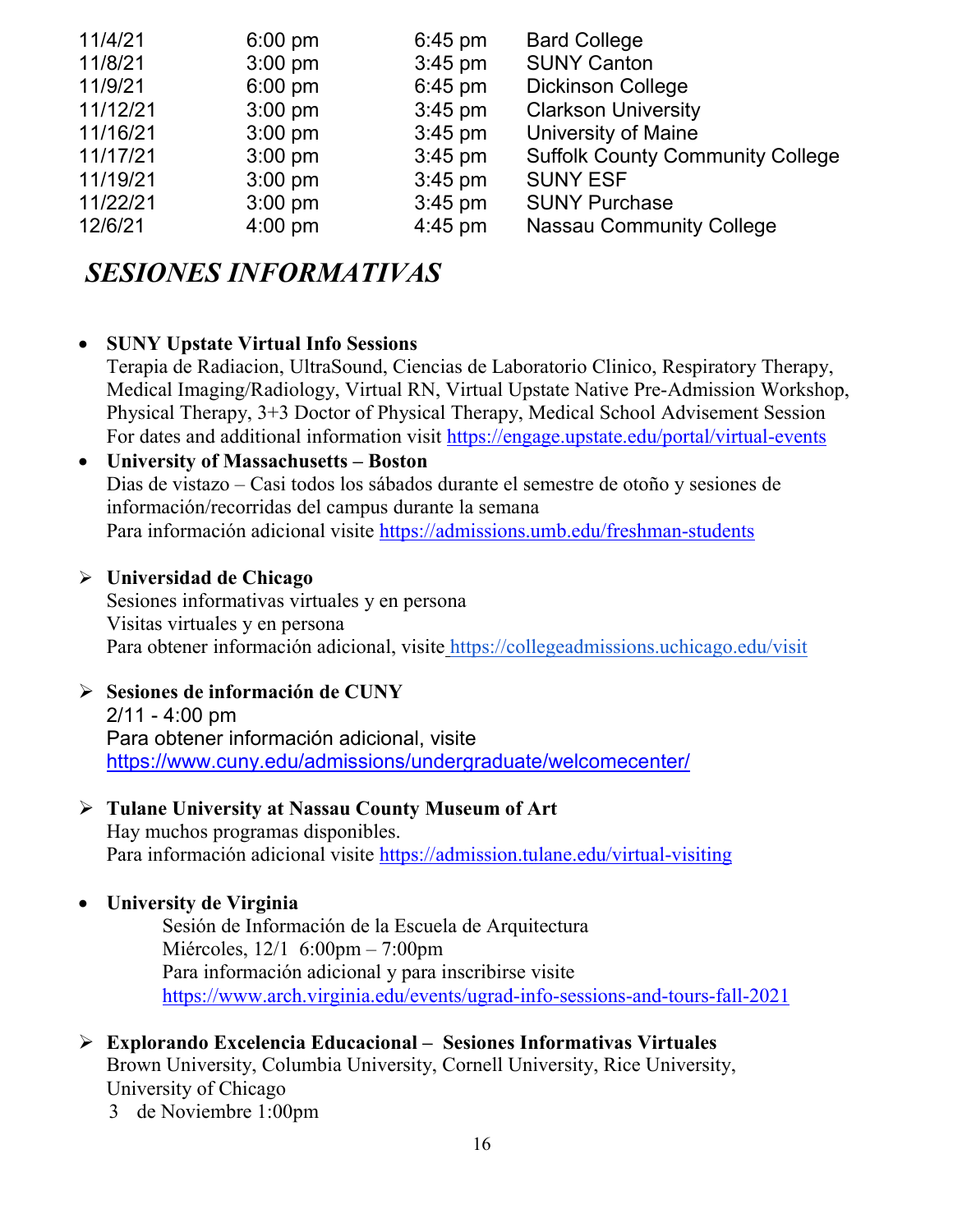| | | | |
|---|---|---|---|
| 11/4/21 | 6:00 pm | 6:45 pm | Bard College |
| 11/8/21 | 3:00 pm | 3:45 pm | SUNY Canton |
| 11/9/21 | 6:00 pm | 6:45 pm | Dickinson College |
| 11/12/21 | 3:00 pm | 3:45 pm | Clarkson University |
| 11/16/21 | 3:00 pm | 3:45 pm | University of Maine |
| 11/17/21 | 3:00 pm | 3:45 pm | Suffolk County Community College |
| 11/19/21 | 3:00 pm | 3:45 pm | SUNY ESF |
| 11/22/21 | 3:00 pm | 3:45 pm | SUNY Purchase |
| 12/6/21 | 4:00 pm | 4:45 pm | Nassau Community College |

## *SESIONES INFORMATIVAS*

- **SUNY Upstate Virtual Info Sessions**
  Terapia de Radiacion, UltraSound, Ciencias de Laboratorio Clinico, Respiratory Therapy, Medical Imaging/Radiology, Virtual RN, Virtual Upstate Native Pre-Admission Workshop, Physical Therapy, 3+3 Doctor of Physical Therapy, Medical School Advisement Session
  For dates and additional information visit https://engage.upstate.edu/portal/virtual-events
- **University of Massachusetts – Boston**
  Dias de vistazo – Casi todos los sábados durante el semestre de otoño y sesiones de información/recorridas del campus durante la semana
  Para información adicional visite https://admissions.umb.edu/freshman-students

- **Universidad de Chicago**
  Sesiones informativas virtuales y en persona
  Visitas virtuales y en persona
  Para obtener información adicional, visite https://collegeadmissions.uchicago.edu/visit

- **Sesiones de información de CUNY**
  2/11 - 4:00 pm
  Para obtener información adicional, visite
  https://www.cuny.edu/admissions/undergraduate/welcomecenter/

- **Tulane University at Nassau County Museum of Art**
  Hay muchos programas disponibles.
  Para información adicional visite https://admission.tulane.edu/virtual-visiting

- **University de Virginia**
  Sesión de Información de la Escuela de Arquitectura
  Miércoles, 12/1 6:00pm – 7:00pm
  Para información adicional y para inscribirse visite
  https://www.arch.virginia.edu/events/ugrad-info-sessions-and-tours-fall-2021

- **Explorando Excelencia Educacional – Sesiones Informativas Virtuales**
  Brown University, Columbia University, Cornell University, Rice University, University of Chicago
  3 de Noviembre 1:00pm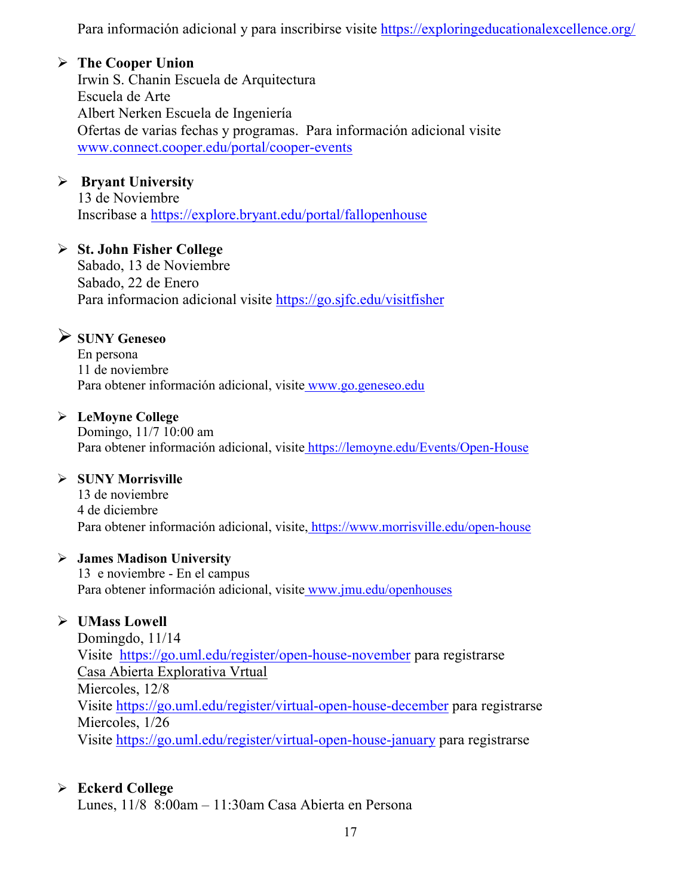Para información adicional y para inscribirse visite https://exploringeducationalexcellence.org/

- **The Cooper Union**
  Irwin S. Chanin Escuela de Arquitectura
  Escuela de Arte
  Albert Nerken Escuela de Ingeniería
  Ofertas de varias fechas y programas. Para información adicional visite www.connect.cooper.edu/portal/cooper-events

- **Bryant University**
  13 de Noviembre
  Inscribase a https://explore.bryant.edu/portal/fallopenhouse

- **St. John Fisher College**
  Sabado, 13 de Noviembre
  Sabado, 22 de Enero
  Para informacion adicional visite https://go.sjfc.edu/visitfisher

- **SUNY Geneseo**
  En persona
  11 de noviembre
  Para obtener información adicional, visite www.go.geneseo.edu

- **LeMoyne College**
  Domingo, 11/7 10:00 am
  Para obtener información adicional, visite https://lemoyne.edu/Events/Open-House

- **SUNY Morrisville**
  13 de noviembre
  4 de diciembre
  Para obtener información adicional, visite, https://www.morrisville.edu/open-house

- **James Madison University**
  13 e noviembre - En el campus
  Para obtener información adicional, visite www.jmu.edu/openhouses

- **UMass Lowell**
  Domingdo, 11/14
  Visite https://go.uml.edu/register/open-house-november para registrarse
  Casa Abierta Explorativa Vrtual
  Miercoles, 12/8
  Visite https://go.uml.edu/register/virtual-open-house-december para registrarse
  Miercoles, 1/26
  Visite https://go.uml.edu/register/virtual-open-house-january para registrarse

- **Eckerd College**
  Lunes, 11/8 8:00am – 11:30am Casa Abierta en Persona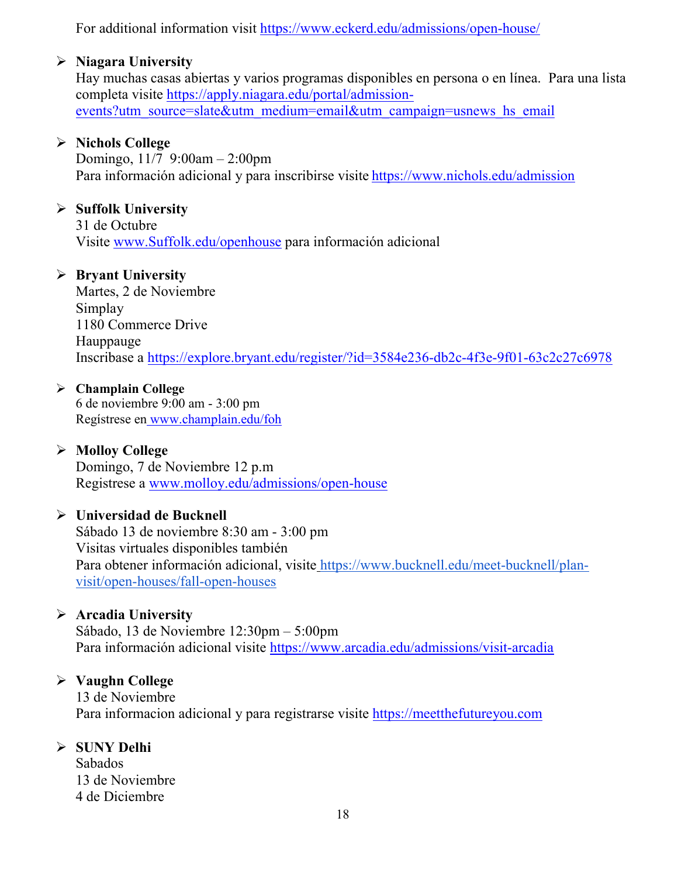For additional information visit https://www.eckerd.edu/admissions/open-house/

- **Niagara University**
  Hay muchas casas abiertas y varios programas disponibles en persona o en línea. Para una lista completa visite https://apply.niagara.edu/portal/admission-events?utm_source=slate&utm_medium=email&utm_campaign=usnews_hs_email

- **Nichols College**
  Domingo, 11/7 9:00am – 2:00pm
  Para información adicional y para inscribirse visite https://www.nichols.edu/admission

- **Suffolk University**
  31 de Octubre
  Visite www.Suffolk.edu/openhouse para información adicional

- **Bryant University**
  Martes, 2 de Noviembre
  Simplay
  1180 Commerce Drive
  Hauppauge
  Inscribase a https://explore.bryant.edu/register/?id=3584e236-db2c-4f3e-9f01-63c2c27c6978

- **Champlain College**
  6 de noviembre 9:00 am - 3:00 pm
  Regístrese en www.champlain.edu/foh

- **Molloy College**
  Domingo, 7 de Noviembre 12 p.m
  Registrese a www.molloy.edu/admissions/open-house

- **Universidad de Bucknell**
  Sábado 13 de noviembre 8:30 am - 3:00 pm
  Visitas virtuales disponibles también
  Para obtener información adicional, visite https://www.bucknell.edu/meet-bucknell/plan-visit/open-houses/fall-open-houses

- **Arcadia University**
  Sábado, 13 de Noviembre 12:30pm – 5:00pm
  Para información adicional visite https://www.arcadia.edu/admissions/visit-arcadia

- **Vaughn College**
  13 de Noviembre
  Para informacion adicional y para registrarse visite https://meetthefutureyou.com

- **SUNY Delhi**
  Sabados
  13 de Noviembre
  4 de Diciembre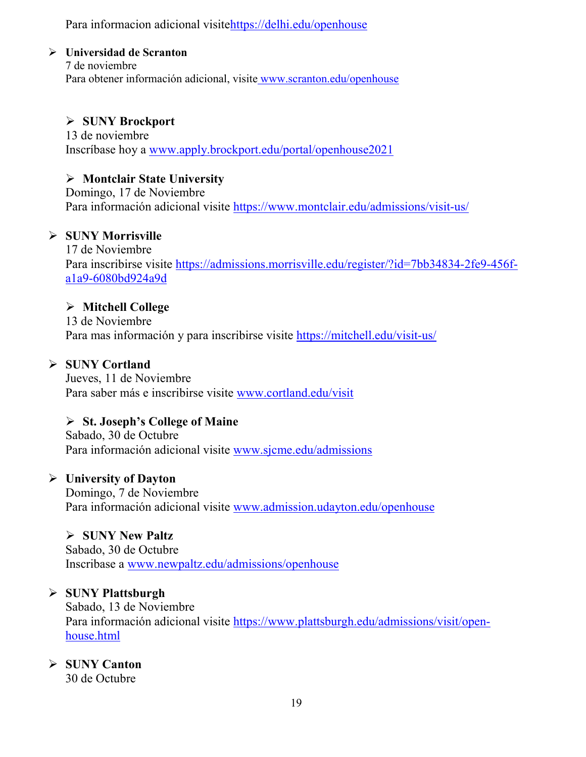Para informacion adicional visitehttps://delhi.edu/openhouse

- **Universidad de Scranton**
  7 de noviembre
  Para obtener información adicional, visite www.scranton.edu/openhouse

- **SUNY Brockport**
  13 de noviembre
  Inscríbase hoy a www.apply.brockport.edu/portal/openhouse2021

- **Montclair State University**
  Domingo, 17 de Noviembre
  Para información adicional visite https://www.montclair.edu/admissions/visit-us/

- **SUNY Morrisville**
  17 de Noviembre
  Para inscribirse visite https://admissions.morrisville.edu/register/?id=7bb34834-2fe9-456f-a1a9-6080bd924a9d

- **Mitchell College**
  13 de Noviembre
  Para mas información y para inscribirse visite https://mitchell.edu/visit-us/

- **SUNY Cortland**
  Jueves, 11 de Noviembre
  Para saber más e inscribirse visite www.cortland.edu/visit

- **St. Joseph's College of Maine**
  Sabado, 30 de Octubre
  Para información adicional visite www.sjcme.edu/admissions

- **University of Dayton**
  Domingo, 7 de Noviembre
  Para información adicional visite www.admission.udayton.edu/openhouse

- **SUNY New Paltz**
  Sabado, 30 de Octubre
  Inscribase a www.newpaltz.edu/admissions/openhouse

- **SUNY Plattsburgh**
  Sabado, 13 de Noviembre
  Para información adicional visite https://www.plattsburgh.edu/admissions/visit/open-house.html

- **SUNY Canton**
  30 de Octubre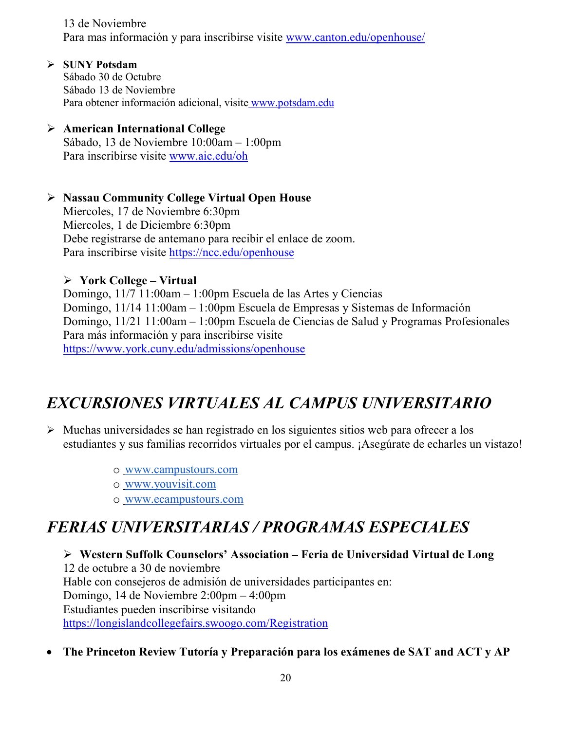13 de Noviembre
Para mas información y para inscribirse visite www.canton.edu/openhouse/

- **SUNY Potsdam**
  Sábado 30 de Octubre
  Sábado 13 de Noviembre
  Para obtener información adicional, visite www.potsdam.edu

- **American International College**
  Sábado, 13 de Noviembre 10:00am – 1:00pm
  Para inscribirse visite www.aic.edu/oh

- **Nassau Community College Virtual Open House**
  Miercoles, 17 de Noviembre 6:30pm
  Miercoles, 1 de Diciembre 6:30pm
  Debe registrarse de antemano para recibir el enlace de zoom.
  Para inscribirse visite https://ncc.edu/openhouse

- **York College – Virtual**
  Domingo, 11/7 11:00am – 1:00pm Escuela de las Artes y Ciencias
  Domingo, 11/14 11:00am – 1:00pm Escuela de Empresas y Sistemas de Información
  Domingo, 11/21 11:00am – 1:00pm Escuela de Ciencias de Salud y Programas Profesionales
  Para más información y para inscribirse visite
  https://www.york.cuny.edu/admissions/openhouse

# *EXCURSIONES VIRTUALES AL CAMPUS UNIVERSITARIO*

- Muchas universidades se han registrado en los siguientes sitios web para ofrecer a los estudiantes y sus familias recorridos virtuales por el campus. ¡Asegúrate de echarles un vistazo!
  - www.campustours.com
  - www.youvisit.com
  - www.ecampustours.com

# *FERIAS UNIVERSITARIAS / PROGRAMAS ESPECIALES*

- **Western Suffolk Counselors' Association – Feria de Universidad Virtual de Long**
  12 de octubre a 30 de noviembre
  Hable con consejeros de admisión de universidades participantes en:
  Domingo, 14 de Noviembre 2:00pm – 4:00pm
  Estudiantes pueden inscribirse visitando
  https://longislandcollegefairs.swoogo.com/Registration

- **The Princeton Review Tutoría y Preparación para los exámenes de SAT and ACT y AP**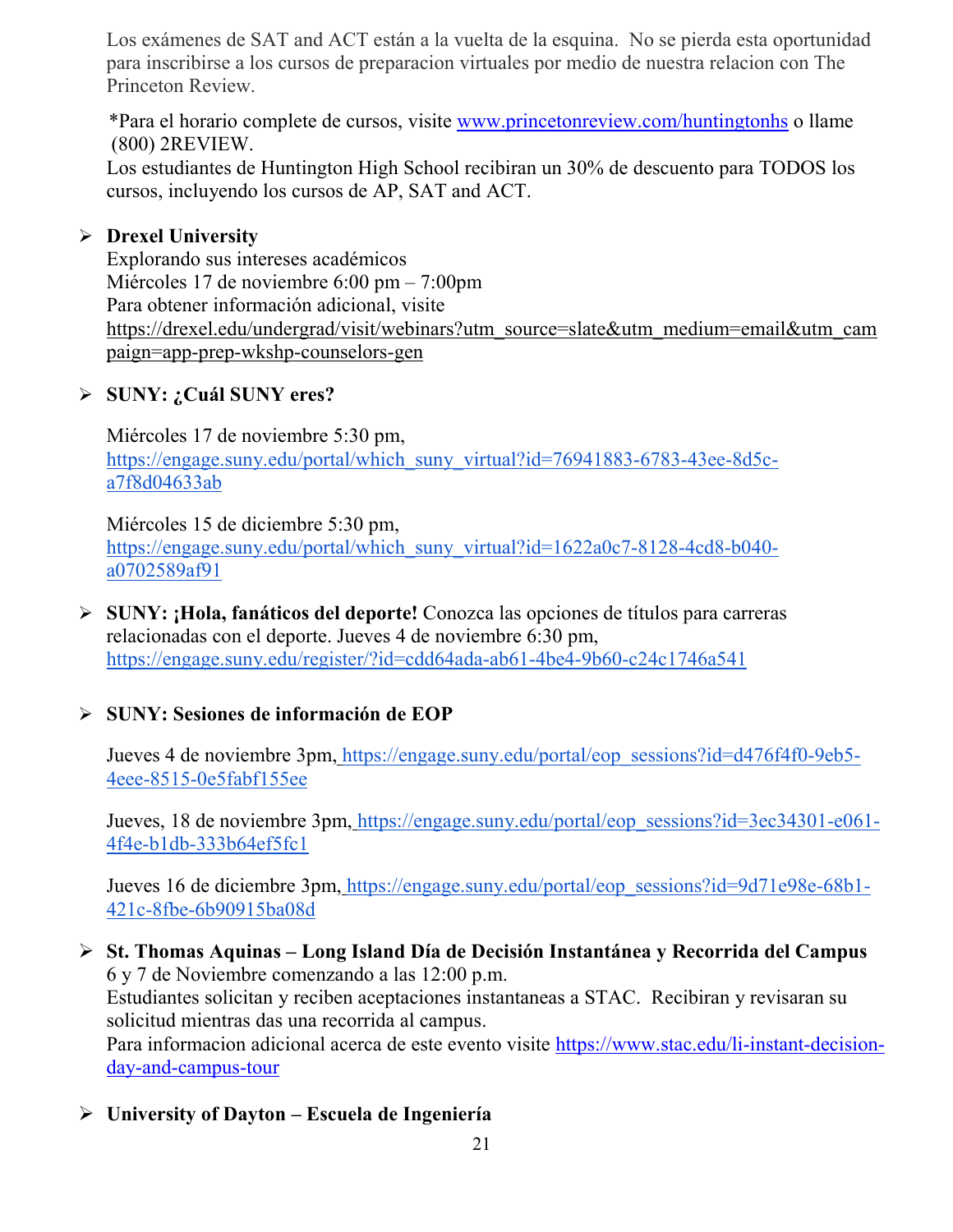Los exámenes de SAT and ACT están a la vuelta de la esquina. No se pierda esta oportunidad para inscribirse a los cursos de preparacion virtuales por medio de nuestra relacion con The Princeton Review.

*Para el horario complete de cursos, visite www.princetonreview.com/huntingtonhs o llame (800) 2REVIEW.
Los estudiantes de Huntington High School recibiran un 30% de descuento para TODOS los cursos, incluyendo los cursos de AP, SAT and ACT.

- **Drexel University**
  Explorando sus intereses académicos
  Miércoles 17 de noviembre 6:00 pm – 7:00pm
  Para obtener información adicional, visite
  https://drexel.edu/undergrad/visit/webinars?utm_source=slate&utm_medium=email&utm_campaign=app-prep-wkshp-counselors-gen

- **SUNY: ¿Cuál SUNY eres?**

  Miércoles 17 de noviembre 5:30 pm, https://engage.suny.edu/portal/which_suny_virtual?id=76941883-6783-43ee-8d5c-a7f8d04633ab

  Miércoles 15 de diciembre 5:30 pm, https://engage.suny.edu/portal/which_suny_virtual?id=1622a0c7-8128-4cd8-b040-a0702589af91

- **SUNY: ¡Hola, fanáticos del deporte!** Conozca las opciones de títulos para carreras relacionadas con el deporte. Jueves 4 de noviembre 6:30 pm, https://engage.suny.edu/register/?id=cdd64ada-ab61-4be4-9b60-c24c1746a541

- **SUNY: Sesiones de información de EOP**

  Jueves 4 de noviembre 3pm, https://engage.suny.edu/portal/eop_sessions?id=d476f4f0-9eb5-4eee-8515-0e5fabf155ee

  Jueves, 18 de noviembre 3pm, https://engage.suny.edu/portal/eop_sessions?id=3ec34301-e061-4f4e-b1db-333b64ef5fc1

  Jueves 16 de diciembre 3pm, https://engage.suny.edu/portal/eop_sessions?id=9d71e98e-68b1-421c-8fbe-6b90915ba08d

- **St. Thomas Aquinas – Long Island Día de Decisión Instantánea y Recorrida del Campus**
  6 y 7 de Noviembre comenzando a las 12:00 p.m.
  Estudiantes solicitan y reciben aceptaciones instantaneas a STAC. Recibiran y revisaran su solicitud mientras das una recorrida al campus.
  Para informacion adicional acerca de este evento visite https://www.stac.edu/li-instant-decision-day-and-campus-tour

- **University of Dayton – Escuela de Ingeniería**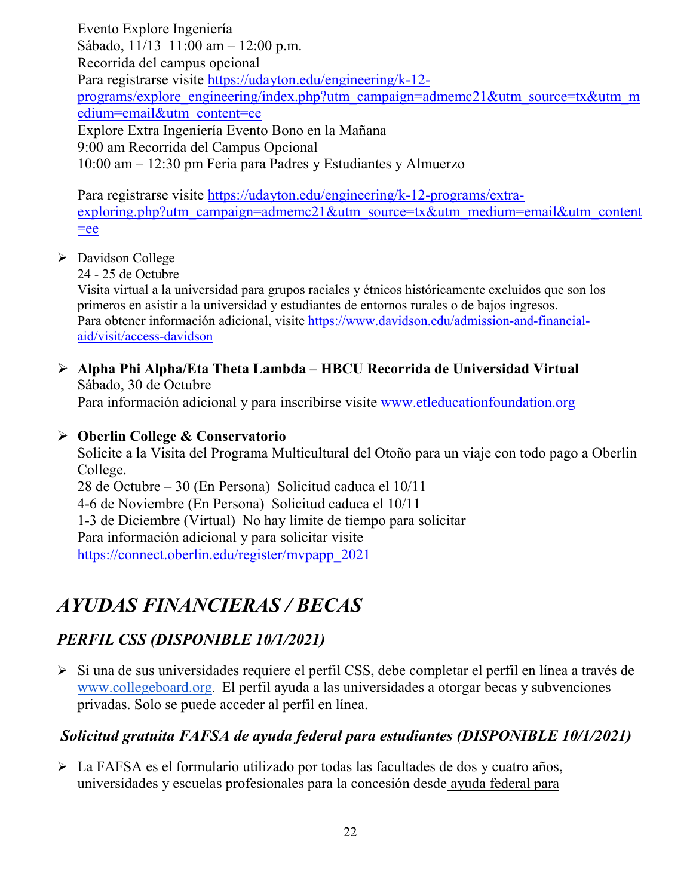Evento Explore Ingeniería
Sábado, 11/13  11:00 am – 12:00 p.m.
Recorrida del campus opcional
Para registrarse visite https://udayton.edu/engineering/k-12-programs/explore_engineering/index.php?utm_campaign=admemc21&utm_source=tx&utm_medium=email&utm_content=ee
Explore Extra Ingeniería Evento Bono en la Mañana
9:00 am Recorrida del Campus Opcional
10:00 am – 12:30 pm Feria para Padres y Estudiantes y Almuerzo

Para registrarse visite https://udayton.edu/engineering/k-12-programs/extra-exploring.php?utm_campaign=admemc21&utm_source=tx&utm_medium=email&utm_content=ee

- Davidson College
  24 - 25 de Octubre
  Visita virtual a la universidad para grupos raciales y étnicos históricamente excluidos que son los primeros en asistir a la universidad y estudiantes de entornos rurales o de bajos ingresos.
  Para obtener información adicional, visite https://www.davidson.edu/admission-and-financial-aid/visit/access-davidson

- **Alpha Phi Alpha/Eta Theta Lambda – HBCU Recorrida de Universidad Virtual**
  Sábado, 30 de Octubre
  Para información adicional y para inscribirse visite www.etleducationfoundation.org

- **Oberlin College & Conservatorio**
  Solicite a la Visita del Programa Multicultural del Otoño para un viaje con todo pago a Oberlin College.
  28 de Octubre – 30 (En Persona)  Solicitud caduca el 10/11
  4-6 de Noviembre (En Persona)  Solicitud caduca el 10/11
  1-3 de Diciembre (Virtual)  No hay límite de tiempo para solicitar
  Para información adicional y para solicitar visite https://connect.oberlin.edu/register/mvpapp_2021

# *AYUDAS FINANCIERAS / BECAS*

## *PERFIL CSS (DISPONIBLE 10/1/2021)*

- Si una de sus universidades requiere el perfil CSS, debe completar el perfil en línea a través de www.collegeboard.org. El perfil ayuda a las universidades a otorgar becas y subvenciones privadas. Solo se puede acceder al perfil en línea.

## *Solicitud gratuita FAFSA de ayuda federal para estudiantes (DISPONIBLE 10/1/2021)*

- La FAFSA es el formulario utilizado por todas las facultades de dos y cuatro años, universidades y escuelas profesionales para la concesión desde ayuda federal para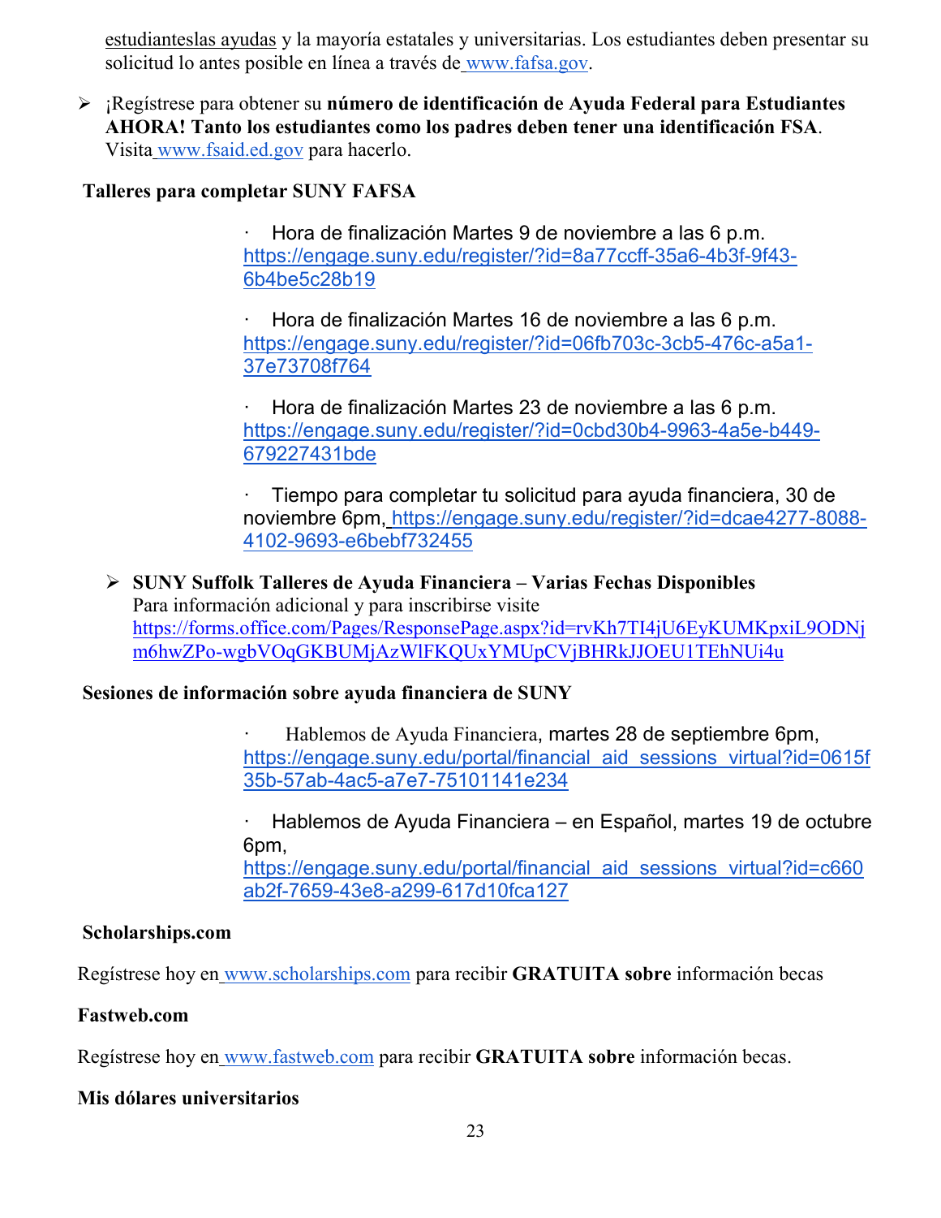estudianteslas ayudas y la mayoría estatales y universitarias. Los estudiantes deben presentar su solicitud lo antes posible en línea a través de www.fafsa.gov.

- ¡Regístrese para obtener su **número de identificación de Ayuda Federal para Estudiantes AHORA! Tanto los estudiantes como los padres deben tener una identificación FSA**. Visita www.fsaid.ed.gov para hacerlo.

**Talleres para completar SUNY FAFSA**

- Hora de finalización Martes 9 de noviembre a las 6 p.m. https://engage.suny.edu/register/?id=8a77ccff-35a6-4b3f-9f43-6b4be5c28b19
- Hora de finalización Martes 16 de noviembre a las 6 p.m. https://engage.suny.edu/register/?id=06fb703c-3cb5-476c-a5a1-37e73708f764
- Hora de finalización Martes 23 de noviembre a las 6 p.m. https://engage.suny.edu/register/?id=0cbd30b4-9963-4a5e-b449-679227431bde
- Tiempo para completar tu solicitud para ayuda financiera, 30 de noviembre 6pm, https://engage.suny.edu/register/?id=dcae4277-8088-4102-9693-e6bebf732455

- **SUNY Suffolk Talleres de Ayuda Financiera – Varias Fechas Disponibles**
  Para información adicional y para inscribirse visite https://forms.office.com/Pages/ResponsePage.aspx?id=rvKh7TI4jU6EyKUMKpxiL9ODNjm6hwZPo-wgbVOqGKBUMjAzWlFKQUxYMUpCVjBHRkJJOEU1TEhNUi4u

**Sesiones de información sobre ayuda financiera de SUNY**

- Hablemos de Ayuda Financiera, martes 28 de septiembre 6pm, https://engage.suny.edu/portal/financial_aid_sessions_virtual?id=0615f35b-57ab-4ac5-a7e7-75101141e234
- Hablemos de Ayuda Financiera – en Español, martes 19 de octubre 6pm, https://engage.suny.edu/portal/financial_aid_sessions_virtual?id=c660ab2f-7659-43e8-a299-617d10fca127

**Scholarships.com**

Regístrese hoy en www.scholarships.com para recibir **GRATUITA sobre** información becas

**Fastweb.com**

Regístrese hoy en www.fastweb.com para recibir **GRATUITA sobre** información becas.

**Mis dólares universitarios**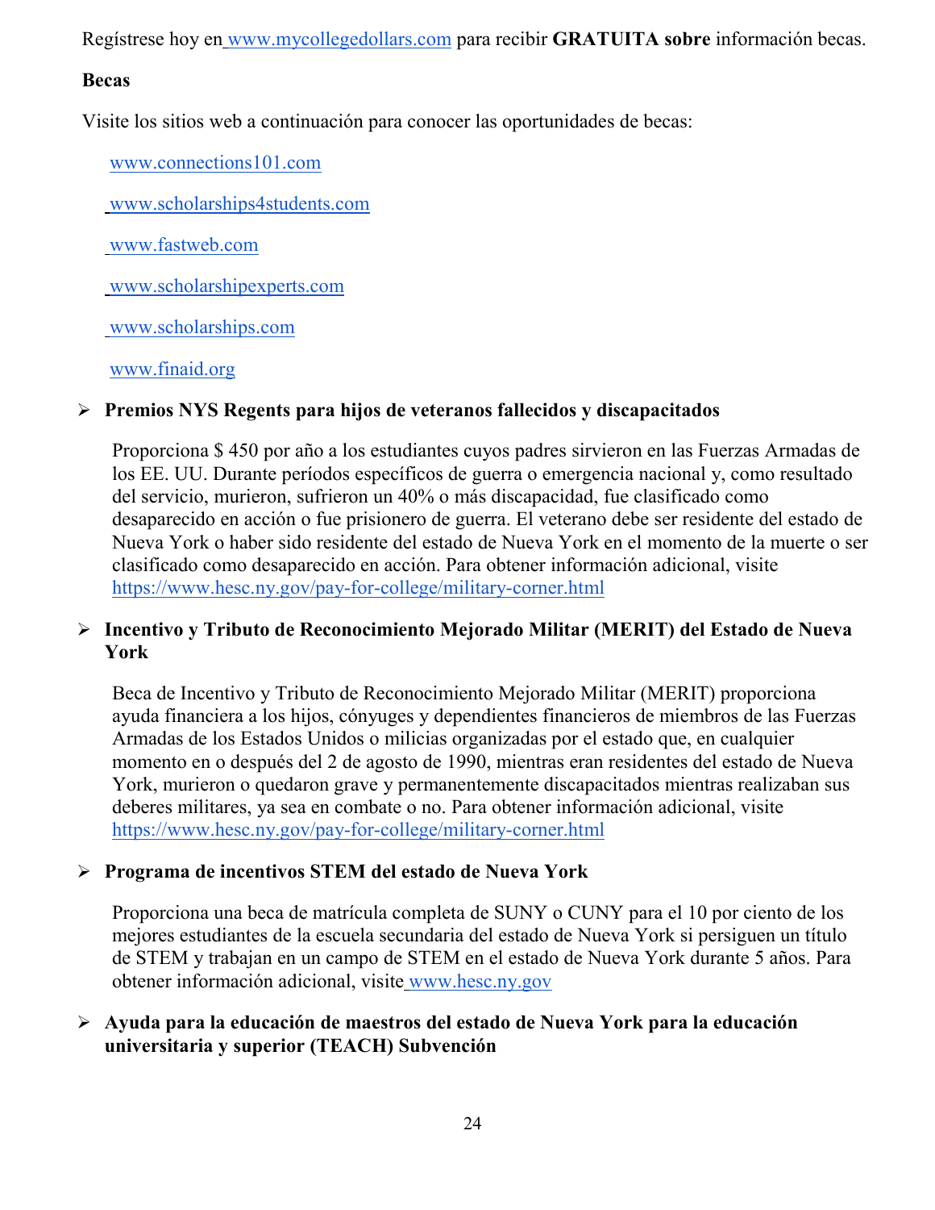Regístrese hoy en www.mycollegedollars.com para recibir **GRATUITA sobre** información becas.

**Becas**

Visite los sitios web a continuación para conocer las oportunidades de becas:

www.connections101.com

www.scholarships4students.com

www.fastweb.com

www.scholarshipexperts.com

www.scholarships.com

www.finaid.org

- **Premios NYS Regents para hijos de veteranos fallecidos y discapacitados**

  Proporciona $ 450 por año a los estudiantes cuyos padres sirvieron en las Fuerzas Armadas de los EE. UU. Durante períodos específicos de guerra o emergencia nacional y, como resultado del servicio, murieron, sufrieron un 40% o más discapacidad, fue clasificado como desaparecido en acción o fue prisionero de guerra. El veterano debe ser residente del estado de Nueva York o haber sido residente del estado de Nueva York en el momento de la muerte o ser clasificado como desaparecido en acción. Para obtener información adicional, visite https://www.hesc.ny.gov/pay-for-college/military-corner.html

- **Incentivo y Tributo de Reconocimiento Mejorado Militar (MERIT) del Estado de Nueva York**

  Beca de Incentivo y Tributo de Reconocimiento Mejorado Militar (MERIT) proporciona ayuda financiera a los hijos, cónyuges y dependientes financieros de miembros de las Fuerzas Armadas de los Estados Unidos o milicias organizadas por el estado que, en cualquier momento en o después del 2 de agosto de 1990, mientras eran residentes del estado de Nueva York, murieron o quedaron grave y permanentemente discapacitados mientras realizaban sus deberes militares, ya sea en combate o no. Para obtener información adicional, visite https://www.hesc.ny.gov/pay-for-college/military-corner.html

- **Programa de incentivos STEM del estado de Nueva York**

  Proporciona una beca de matrícula completa de SUNY o CUNY para el 10 por ciento de los mejores estudiantes de la escuela secundaria del estado de Nueva York si persiguen un título de STEM y trabajan en un campo de STEM en el estado de Nueva York durante 5 años. Para obtener información adicional, visite www.hesc.ny.gov

- **Ayuda para la educación de maestros del estado de Nueva York para la educación universitaria y superior (TEACH) Subvención**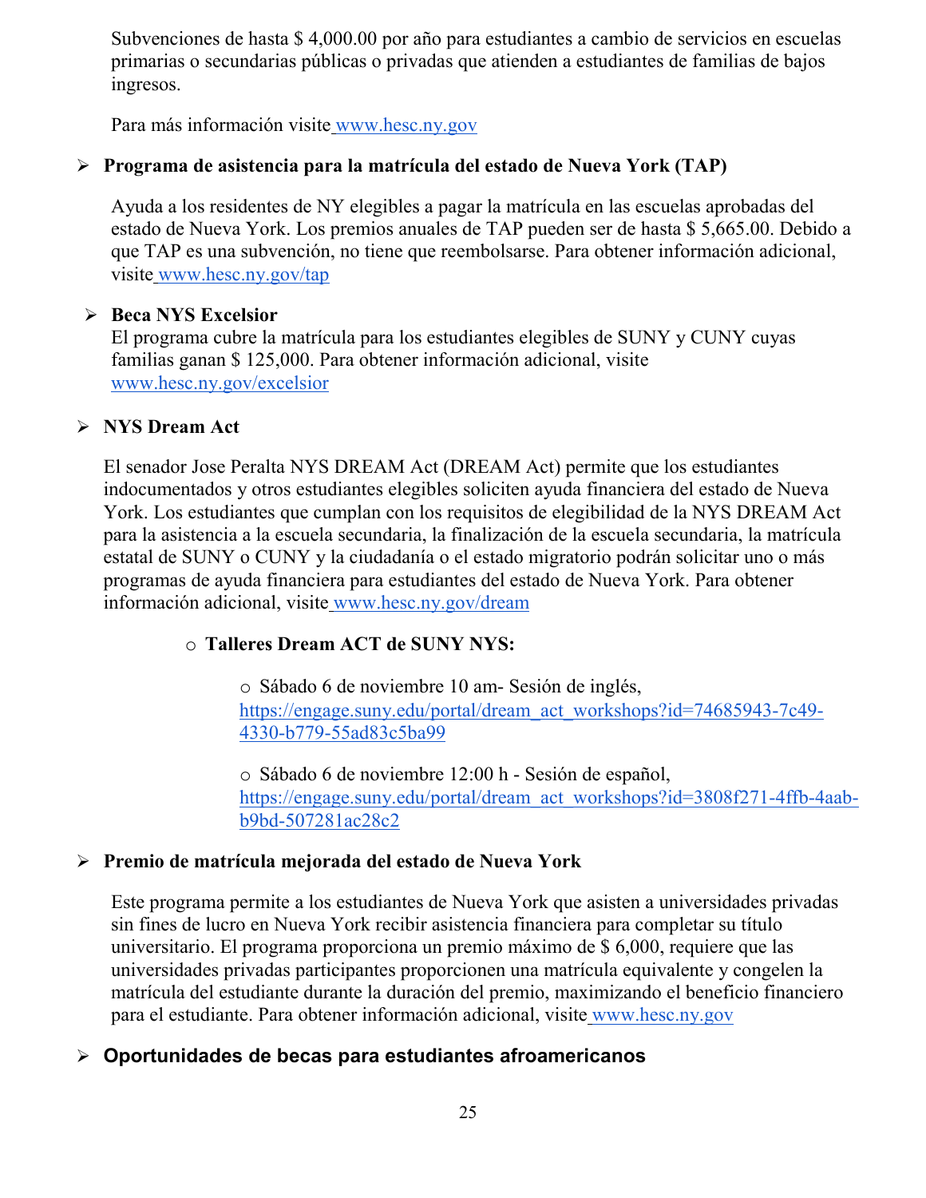Subvenciones de hasta $ 4,000.00 por año para estudiantes a cambio de servicios en escuelas primarias o secundarias públicas o privadas que atienden a estudiantes de familias de bajos ingresos.

Para más información visite www.hesc.ny.gov

- **Programa de asistencia para la matrícula del estado de Nueva York (TAP)**

  Ayuda a los residentes de NY elegibles a pagar la matrícula en las escuelas aprobadas del estado de Nueva York. Los premios anuales de TAP pueden ser de hasta $ 5,665.00. Debido a que TAP es una subvención, no tiene que reembolsarse. Para obtener información adicional, visite www.hesc.ny.gov/tap

- **Beca NYS Excelsior**
  El programa cubre la matrícula para los estudiantes elegibles de SUNY y CUNY cuyas familias ganan $ 125,000. Para obtener información adicional, visite www.hesc.ny.gov/excelsior

- **NYS Dream Act**

  El senador Jose Peralta NYS DREAM Act (DREAM Act) permite que los estudiantes indocumentados y otros estudiantes elegibles soliciten ayuda financiera del estado de Nueva York. Los estudiantes que cumplan con los requisitos de elegibilidad de la NYS DREAM Act para la asistencia a la escuela secundaria, la finalización de la escuela secundaria, la matrícula estatal de SUNY o CUNY y la ciudadanía o el estado migratorio podrán solicitar uno o más programas de ayuda financiera para estudiantes del estado de Nueva York. Para obtener información adicional, visite www.hesc.ny.gov/dream

  - **Talleres Dream ACT de SUNY NYS:**

    - Sábado 6 de noviembre 10 am- Sesión de inglés, https://engage.suny.edu/portal/dream_act_workshops?id=74685943-7c49-4330-b779-55ad83c5ba99

    - Sábado 6 de noviembre 12:00 h - Sesión de español, https://engage.suny.edu/portal/dream_act_workshops?id=3808f271-4ffb-4aab-b9bd-507281ac28c2

- **Premio de matrícula mejorada del estado de Nueva York**

  Este programa permite a los estudiantes de Nueva York que asisten a universidades privadas sin fines de lucro en Nueva York recibir asistencia financiera para completar su título universitario. El programa proporciona un premio máximo de $ 6,000, requiere que las universidades privadas participantes proporcionen una matrícula equivalente y congelen la matrícula del estudiante durante la duración del premio, maximizando el beneficio financiero para el estudiante. Para obtener información adicional, visite www.hesc.ny.gov

- **Oportunidades de becas para estudiantes afroamericanos**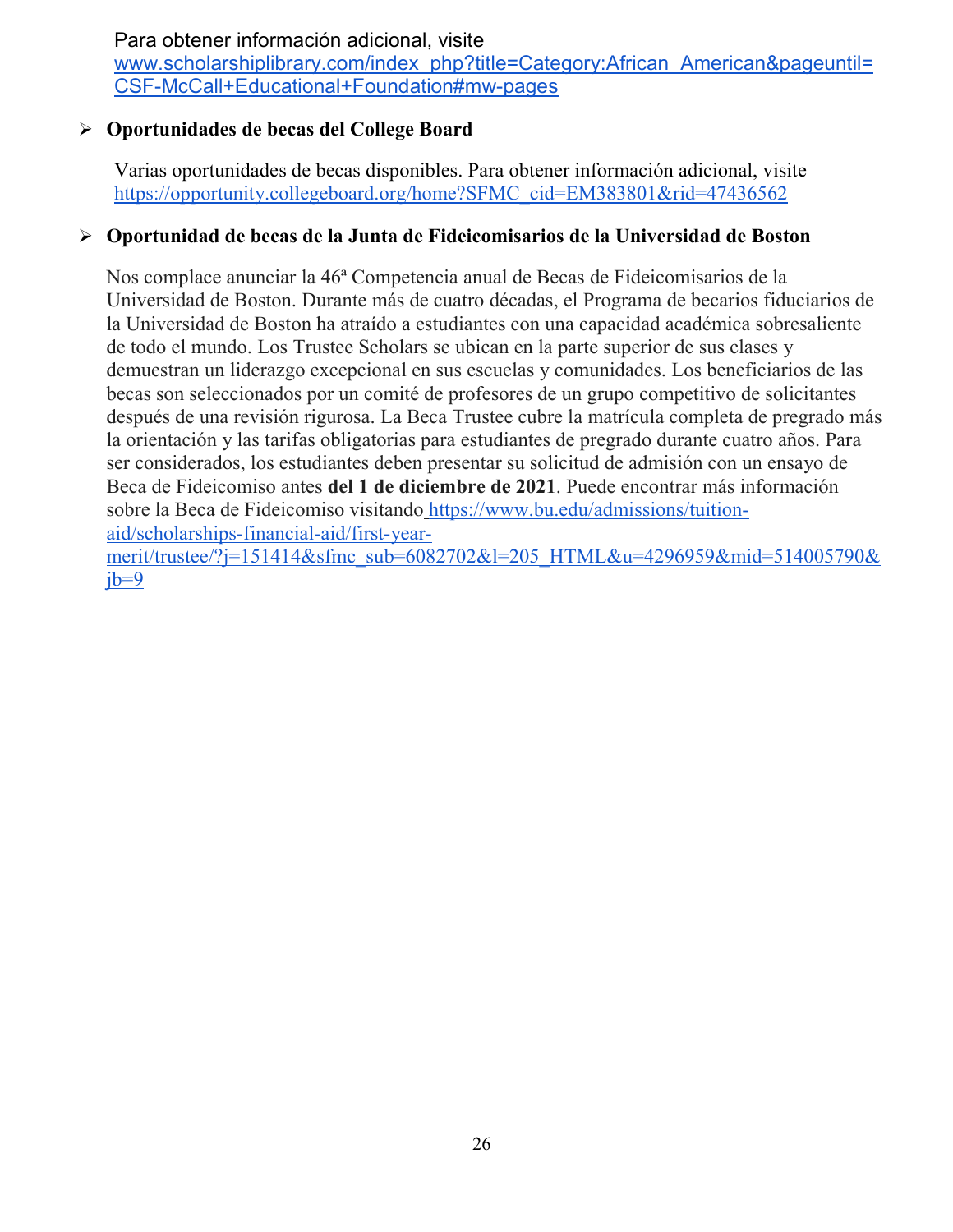Para obtener información adicional, visite www.scholarshiplibrary.com/index_php?title=Category:African_American&pageuntil=CSF-McCall+Educational+Foundation#mw-pages

- **Oportunidades de becas del College Board**

  Varias oportunidades de becas disponibles. Para obtener información adicional, visite https://opportunity.collegeboard.org/home?SFMC_cid=EM383801&rid=47436562

- **Oportunidad de becas de la Junta de Fideicomisarios de la Universidad de Boston**

  Nos complace anunciar la 46ª Competencia anual de Becas de Fideicomisarios de la Universidad de Boston. Durante más de cuatro décadas, el Programa de becarios fiduciarios de la Universidad de Boston ha atraído a estudiantes con una capacidad académica sobresaliente de todo el mundo. Los Trustee Scholars se ubican en la parte superior de sus clases y demuestran un liderazgo excepcional en sus escuelas y comunidades. Los beneficiarios de las becas son seleccionados por un comité de profesores de un grupo competitivo de solicitantes después de una revisión rigurosa. La Beca Trustee cubre la matrícula completa de pregrado más la orientación y las tarifas obligatorias para estudiantes de pregrado durante cuatro años. Para ser considerados, los estudiantes deben presentar su solicitud de admisión con un ensayo de Beca de Fideicomiso antes **del 1 de diciembre de 2021**. Puede encontrar más información sobre la Beca de Fideicomiso visitando https://www.bu.edu/admissions/tuition-aid/scholarships-financial-aid/first-year-merit/trustee/?j=151414&sfmc_sub=6082702&l=205_HTML&u=4296959&mid=514005790&jb=9